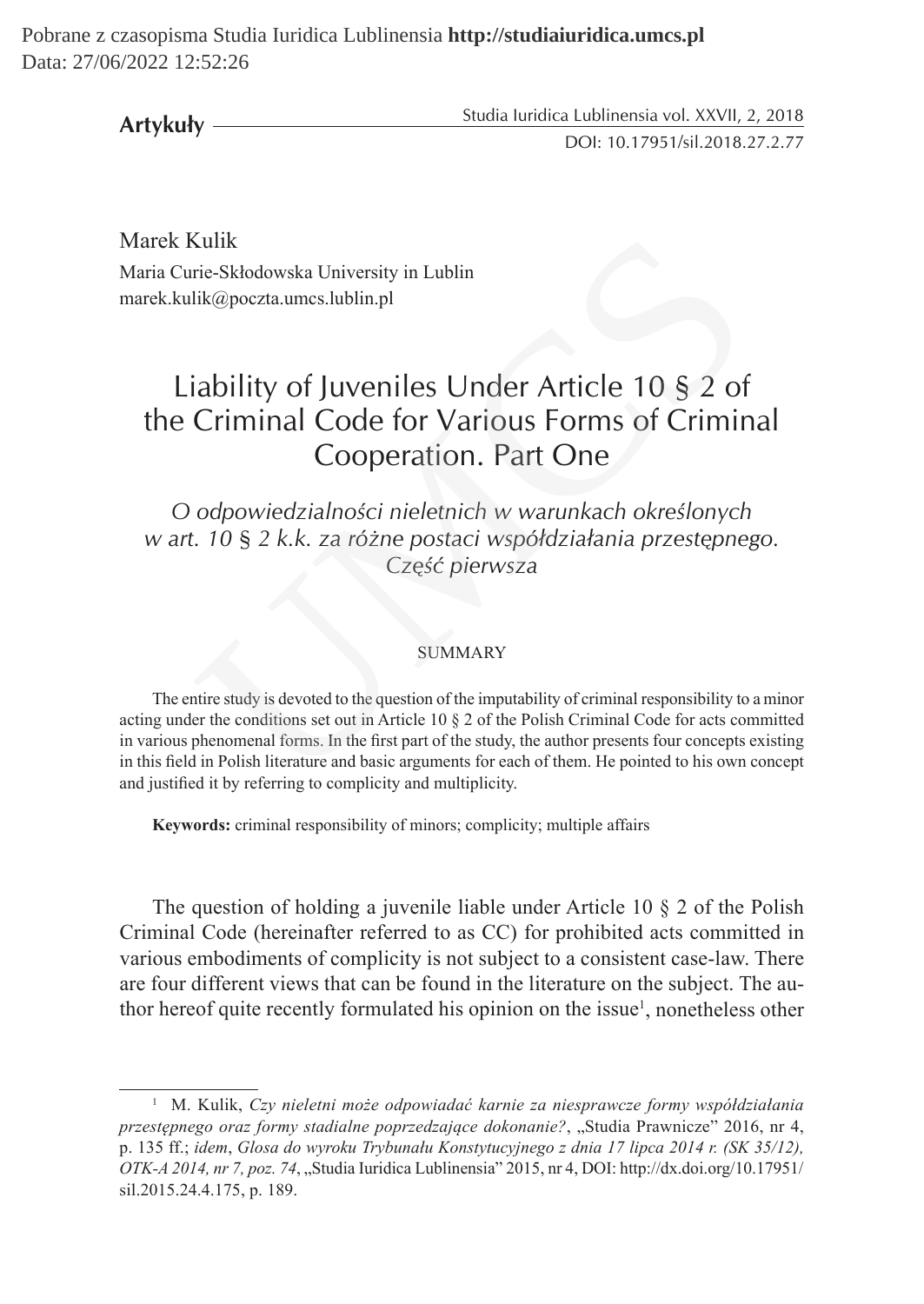Pobrane z czasopisma Studia Iuridica Lublinensia **http://studiaiuridica.umcs.pl**
Data: 27/06/2022 12:52:26

**Artykuły**

Studia Iuridica Lublinensia vol. XXVII, 2, 2018
DOI: 10.17951/sil.2018.27.2.77

Marek Kulik
Maria Curie-Skłodowska University in Lublin
marek.kulik@poczta.umcs.lublin.pl

# Liability of Juveniles Under Article 10 § 2 of the Criminal Code for Various Forms of Criminal Cooperation. Part One

*O odpowiedzialności nieletnich w warunkach określonych w art. 10 § 2 k.k. za różne postaci współdziałania przestępnego. Część pierwsza*

## SUMMARY

The entire study is devoted to the question of the imputability of criminal responsibility to a minor acting under the conditions set out in Article 10 § 2 of the Polish Criminal Code for acts committed in various phenomenal forms. In the first part of the study, the author presents four concepts existing in this field in Polish literature and basic arguments for each of them. He pointed to his own concept and justified it by referring to complicity and multiplicity.

**Keywords:** criminal responsibility of minors; complicity; multiple affairs

The question of holding a juvenile liable under Article 10 § 2 of the Polish Criminal Code (hereinafter referred to as CC) for prohibited acts committed in various embodiments of complicity is not subject to a consistent case-law. There are four different views that can be found in the literature on the subject. The author hereof quite recently formulated his opinion on the issue[1], nonetheless other

[1] M. Kulik, *Czy nieletni może odpowiadać karnie za niesprawcze formy współdziałania przestępnego oraz formy stadialne poprzedzające dokonanie?*, „Studia Prawnicze" 2016, nr 4, p. 135 ff.; *idem*, *Glosa do wyroku Trybunału Konstytucyjnego z dnia 17 lipca 2014 r. (SK 35/12), OTK-A 2014, nr 7, poz. 74*, „Studia Iuridica Lublinensia" 2015, nr 4, DOI: http://dx.doi.org/10.17951/sil.2015.24.4.175, p. 189.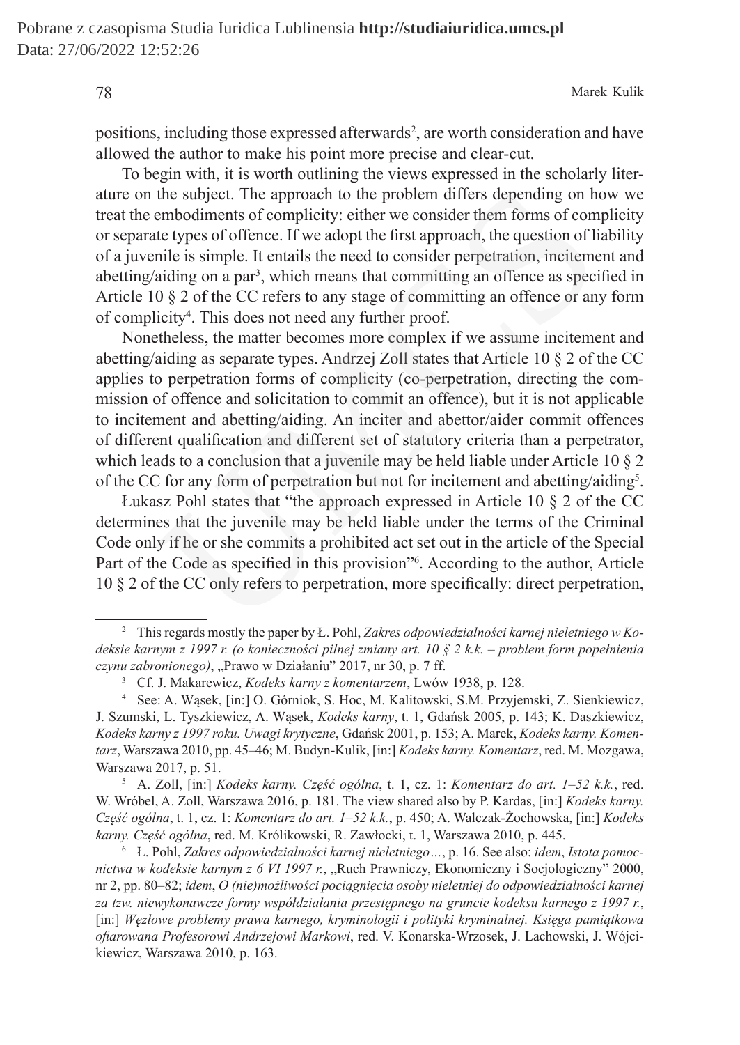positions, including those expressed afterwards[2], are worth consideration and have allowed the author to make his point more precise and clear-cut.

To begin with, it is worth outlining the views expressed in the scholarly literature on the subject. The approach to the problem differs depending on how we treat the embodiments of complicity: either we consider them forms of complicity or separate types of offence. If we adopt the first approach, the question of liability of a juvenile is simple. It entails the need to consider perpetration, incitement and abetting/aiding on a par[3], which means that committing an offence as specified in Article 10 § 2 of the CC refers to any stage of committing an offence or any form of complicity[4]. This does not need any further proof.

Nonetheless, the matter becomes more complex if we assume incitement and abetting/aiding as separate types. Andrzej Zoll states that Article 10 § 2 of the CC applies to perpetration forms of complicity (co-perpetration, directing the commission of offence and solicitation to commit an offence), but it is not applicable to incitement and abetting/aiding. An inciter and abettor/aider commit offences of different qualification and different set of statutory criteria than a perpetrator, which leads to a conclusion that a juvenile may be held liable under Article 10 § 2 of the CC for any form of perpetration but not for incitement and abetting/aiding[5].

Łukasz Pohl states that "the approach expressed in Article 10 § 2 of the CC determines that the juvenile may be held liable under the terms of the Criminal Code only if he or she commits a prohibited act set out in the article of the Special Part of the Code as specified in this provision"[6]. According to the author, Article 10 § 2 of the CC only refers to perpetration, more specifically: direct perpetration,

---

[2] This regards mostly the paper by Ł. Pohl, *Zakres odpowiedzialności karnej nieletniego w Kodeksie karnym z 1997 r. (o konieczności pilnej zmiany art. 10 § 2 k.k. – problem form popełnienia czynu zabronionego)*, „Prawo w Działaniu" 2017, nr 30, p. 7 ff.

[3] Cf. J. Makarewicz, *Kodeks karny z komentarzem*, Lwów 1938, p. 128.

[4] See: A. Wąsek, [in:] O. Górniok, S. Hoc, M. Kalitowski, S.M. Przyjemski, Z. Sienkiewicz, J. Szumski, L. Tyszkiewicz, A. Wąsek, *Kodeks karny*, t. 1, Gdańsk 2005, p. 143; K. Daszkiewicz, *Kodeks karny z 1997 roku. Uwagi krytyczne*, Gdańsk 2001, p. 153; A. Marek, *Kodeks karny. Komentarz*, Warszawa 2010, pp. 45–46; M. Budyn-Kulik, [in:] *Kodeks karny. Komentarz*, red. M. Mozgawa, Warszawa 2017, p. 51.

[5] A. Zoll, [in:] *Kodeks karny. Część ogólna*, t. 1, cz. 1: *Komentarz do art. 1–52 k.k.*, red. W. Wróbel, A. Zoll, Warszawa 2016, p. 181. The view shared also by P. Kardas, [in:] *Kodeks karny. Część ogólna*, t. 1, cz. 1: *Komentarz do art. 1–52 k.k.*, p. 450; A. Walczak-Żochowska, [in:] *Kodeks karny. Część ogólna*, red. M. Królikowski, R. Zawłocki, t. 1, Warszawa 2010, p. 445.

[6] Ł. Pohl, *Zakres odpowiedzialności karnej nieletniego…*, p. 16. See also: *idem*, *Istota pomocnictwa w kodeksie karnym z 6 VI 1997 r.*, „Ruch Prawniczy, Ekonomiczny i Socjologiczny" 2000, nr 2, pp. 80–82; *idem*, *O (nie)możliwości pociągnięcia osoby nieletniej do odpowiedzialności karnej za tzw. niewykonawcze formy współdziałania przestępnego na gruncie kodeksu karnego z 1997 r.*, [in:] *Węzłowe problemy prawa karnego, kryminologii i polityki kryminalnej. Księga pamiątkowa ofiarowana Profesorowi Andrzejowi Markowi*, red. V. Konarska-Wrzosek, J. Lachowski, J. Wójcikiewicz, Warszawa 2010, p. 163.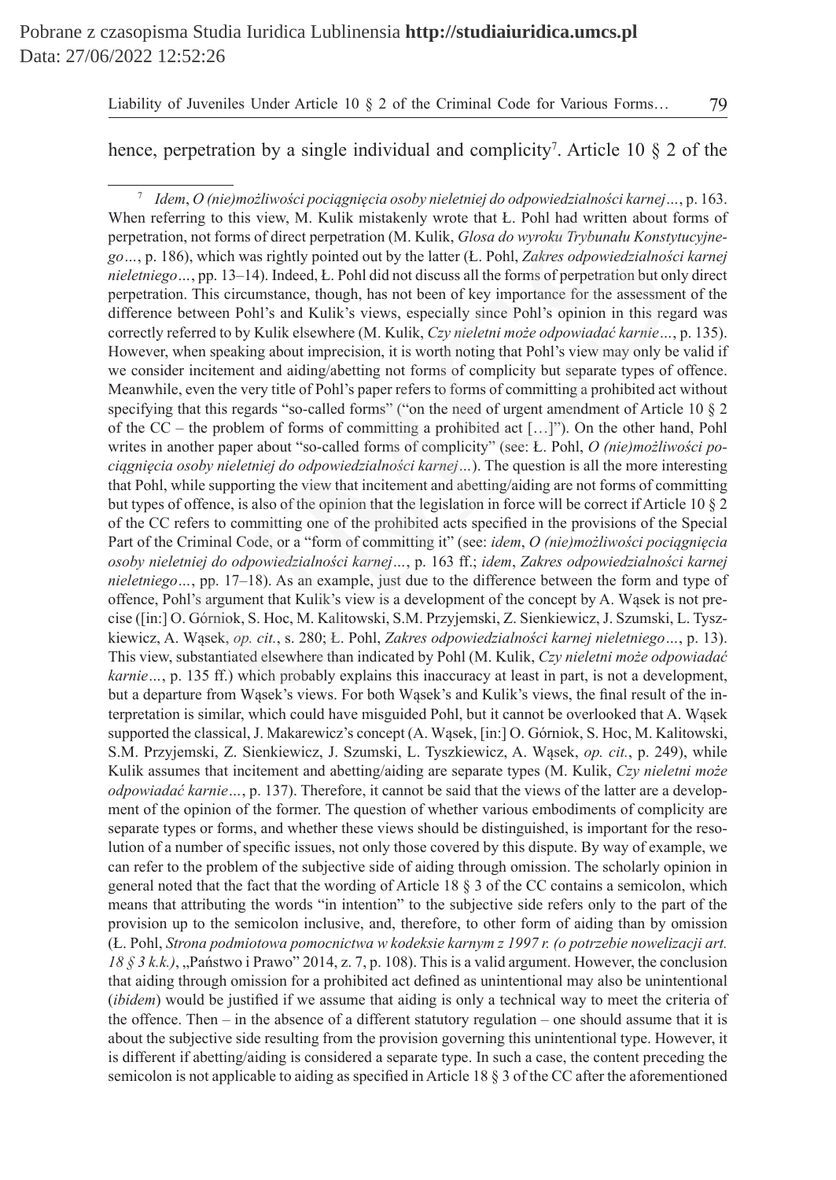hence, perpetration by a single individual and complicity[7]. Article 10 § 2 of the

[7] *Idem*, *O (nie)możliwości pociągnięcia osoby nieletniej do odpowiedzialności karnej…*, p. 163. When referring to this view, M. Kulik mistakenly wrote that Ł. Pohl had written about forms of perpetration, not forms of direct perpetration (M. Kulik, *Glosa do wyroku Trybunału Konstytucyjnego…*, p. 186), which was rightly pointed out by the latter (Ł. Pohl, *Zakres odpowiedzialności karnej nieletniego…*, pp. 13–14). Indeed, Ł. Pohl did not discuss all the forms of perpetration but only direct perpetration. This circumstance, though, has not been of key importance for the assessment of the difference between Pohl's and Kulik's views, especially since Pohl's opinion in this regard was correctly referred to by Kulik elsewhere (M. Kulik, *Czy nieletni może odpowiadać karnie…*, p. 135). However, when speaking about imprecision, it is worth noting that Pohl's view may only be valid if we consider incitement and aiding/abetting not forms of complicity but separate types of offence. Meanwhile, even the very title of Pohl's paper refers to forms of committing a prohibited act without specifying that this regards "so-called forms" ("on the need of urgent amendment of Article 10 § 2 of the CC – the problem of forms of committing a prohibited act […]"). On the other hand, Pohl writes in another paper about "so-called forms of complicity" (see: Ł. Pohl, *O (nie)możliwości pociągnięcia osoby nieletniej do odpowiedzialności karnej…*). The question is all the more interesting that Pohl, while supporting the view that incitement and abetting/aiding are not forms of committing but types of offence, is also of the opinion that the legislation in force will be correct if Article 10 § 2 of the CC refers to committing one of the prohibited acts specified in the provisions of the Special Part of the Criminal Code, or a "form of committing it" (see: *idem*, *O (nie)możliwości pociągnięcia osoby nieletniej do odpowiedzialności karnej…*, p. 163 ff.; *idem*, *Zakres odpowiedzialności karnej nieletniego…*, pp. 17–18). As an example, just due to the difference between the form and type of offence, Pohl's argument that Kulik's view is a development of the concept by A. Wąsek is not precise ([in:] O. Górniok, S. Hoc, M. Kalitowski, S.M. Przyjemski, Z. Sienkiewicz, J. Szumski, L. Tyszkiewicz, A. Wąsek, *op. cit.*, s. 280; Ł. Pohl, *Zakres odpowiedzialności karnej nieletniego…*, p. 13). This view, substantiated elsewhere than indicated by Pohl (M. Kulik, *Czy nieletni może odpowiadać karnie…*, p. 135 ff.) which probably explains this inaccuracy at least in part, is not a development, but a departure from Wąsek's views. For both Wąsek's and Kulik's views, the final result of the interpretation is similar, which could have misguided Pohl, but it cannot be overlooked that A. Wąsek supported the classical, J. Makarewicz's concept (A. Wąsek, [in:] O. Górniok, S. Hoc, M. Kalitowski, S.M. Przyjemski, Z. Sienkiewicz, J. Szumski, L. Tyszkiewicz, A. Wąsek, *op. cit.*, p. 249), while Kulik assumes that incitement and abetting/aiding are separate types (M. Kulik, *Czy nieletni może odpowiadać karnie…*, p. 137). Therefore, it cannot be said that the views of the latter are a development of the opinion of the former. The question of whether various embodiments of complicity are separate types or forms, and whether these views should be distinguished, is important for the resolution of a number of specific issues, not only those covered by this dispute. By way of example, we can refer to the problem of the subjective side of aiding through omission. The scholarly opinion in general noted that the fact that the wording of Article 18 § 3 of the CC contains a semicolon, which means that attributing the words "in intention" to the subjective side refers only to the part of the provision up to the semicolon inclusive, and, therefore, to other form of aiding than by omission (Ł. Pohl, *Strona podmiotowa pomocnictwa w kodeksie karnym z 1997 r. (o potrzebie nowelizacji art. 18 § 3 k.k.)*, „Państwo i Prawo" 2014, z. 7, p. 108). This is a valid argument. However, the conclusion that aiding through omission for a prohibited act defined as unintentional may also be unintentional (*ibidem*) would be justified if we assume that aiding is only a technical way to meet the criteria of the offence. Then – in the absence of a different statutory regulation – one should assume that it is about the subjective side resulting from the provision governing this unintentional type. However, it is different if abetting/aiding is considered a separate type. In such a case, the content preceding the semicolon is not applicable to aiding as specified in Article 18 § 3 of the CC after the aforementioned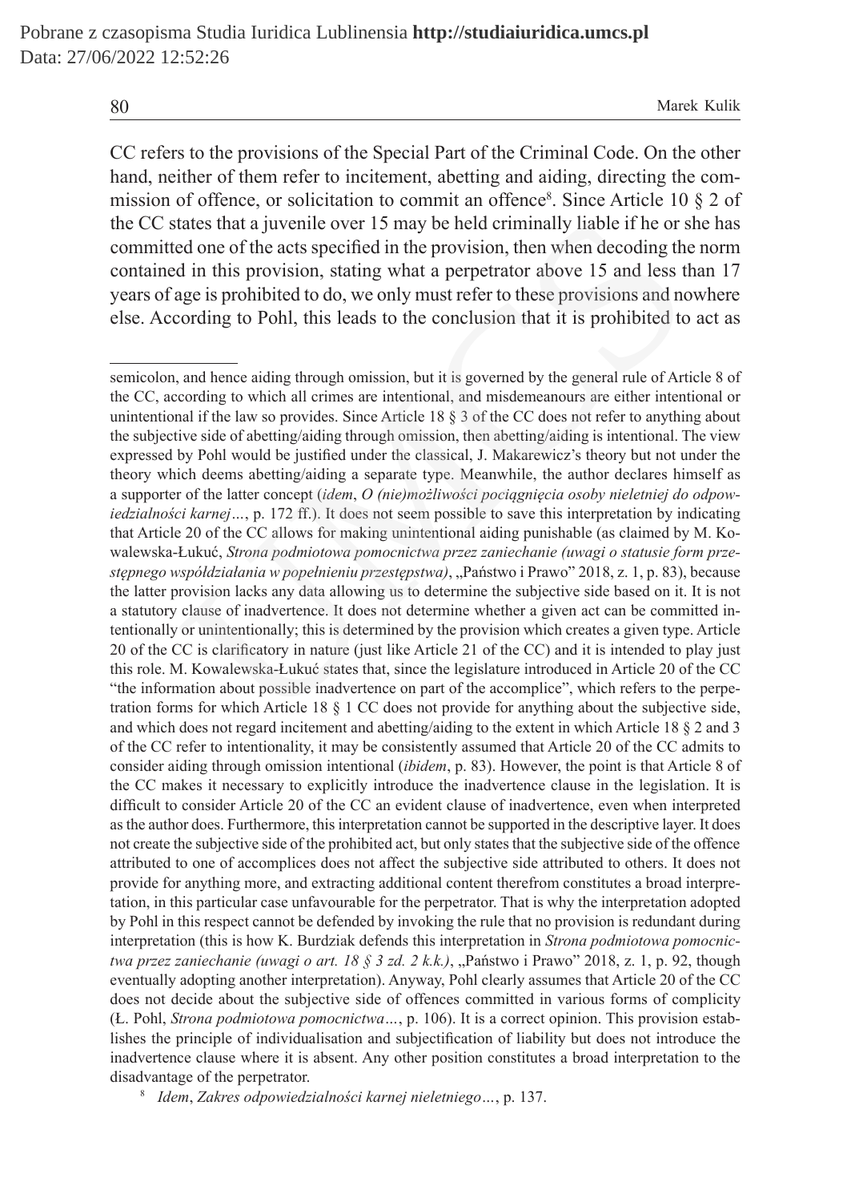CC refers to the provisions of the Special Part of the Criminal Code. On the other hand, neither of them refer to incitement, abetting and aiding, directing the commission of offence, or solicitation to commit an offence[8]. Since Article 10 § 2 of the CC states that a juvenile over 15 may be held criminally liable if he or she has committed one of the acts specified in the provision, then when decoding the norm contained in this provision, stating what a perpetrator above 15 and less than 17 years of age is prohibited to do, we only must refer to these provisions and nowhere else. According to Pohl, this leads to the conclusion that it is prohibited to act as

---

semicolon, and hence aiding through omission, but it is governed by the general rule of Article 8 of the CC, according to which all crimes are intentional, and misdemeanours are either intentional or unintentional if the law so provides. Since Article 18 § 3 of the CC does not refer to anything about the subjective side of abetting/aiding through omission, then abetting/aiding is intentional. The view expressed by Pohl would be justified under the classical, J. Makarewicz's theory but not under the theory which deems abetting/aiding a separate type. Meanwhile, the author declares himself as a supporter of the latter concept (*idem*, *O (nie)możliwości pociągnięcia osoby nieletniej do odpowiedzialności karnej…*, p. 172 ff.). It does not seem possible to save this interpretation by indicating that Article 20 of the CC allows for making unintentional aiding punishable (as claimed by M. Kowalewska-Łukuć, *Strona podmiotowa pomocnictwa przez zaniechanie (uwagi o statusie form przestępnego współdziałania w popełnieniu przestępstwa)*, „Państwo i Prawo" 2018, z. 1, p. 83), because the latter provision lacks any data allowing us to determine the subjective side based on it. It is not a statutory clause of inadvertence. It does not determine whether a given act can be committed intentionally or unintentionally; this is determined by the provision which creates a given type. Article 20 of the CC is clarificatory in nature (just like Article 21 of the CC) and it is intended to play just this role. M. Kowalewska-Łukuć states that, since the legislature introduced in Article 20 of the CC "the information about possible inadvertence on part of the accomplice", which refers to the perpetration forms for which Article 18 § 1 CC does not provide for anything about the subjective side, and which does not regard incitement and abetting/aiding to the extent in which Article 18 § 2 and 3 of the CC refer to intentionality, it may be consistently assumed that Article 20 of the CC admits to consider aiding through omission intentional (*ibidem*, p. 83). However, the point is that Article 8 of the CC makes it necessary to explicitly introduce the inadvertence clause in the legislation. It is difficult to consider Article 20 of the CC an evident clause of inadvertence, even when interpreted as the author does. Furthermore, this interpretation cannot be supported in the descriptive layer. It does not create the subjective side of the prohibited act, but only states that the subjective side of the offence attributed to one of accomplices does not affect the subjective side attributed to others. It does not provide for anything more, and extracting additional content therefrom constitutes a broad interpretation, in this particular case unfavourable for the perpetrator. That is why the interpretation adopted by Pohl in this respect cannot be defended by invoking the rule that no provision is redundant during interpretation (this is how K. Burdziak defends this interpretation in *Strona podmiotowa pomocnictwa przez zaniechanie (uwagi o art. 18 § 3 zd. 2 k.k.)*, „Państwo i Prawo" 2018, z. 1, p. 92, though eventually adopting another interpretation). Anyway, Pohl clearly assumes that Article 20 of the CC does not decide about the subjective side of offences committed in various forms of complicity (Ł. Pohl, *Strona podmiotowa pomocnictwa…*, p. 106). It is a correct opinion. This provision establishes the principle of individualisation and subjectification of liability but does not introduce the inadvertence clause where it is absent. Any other position constitutes a broad interpretation to the disadvantage of the perpetrator.

[8] *Idem*, *Zakres odpowiedzialności karnej nieletniego…*, p. 137.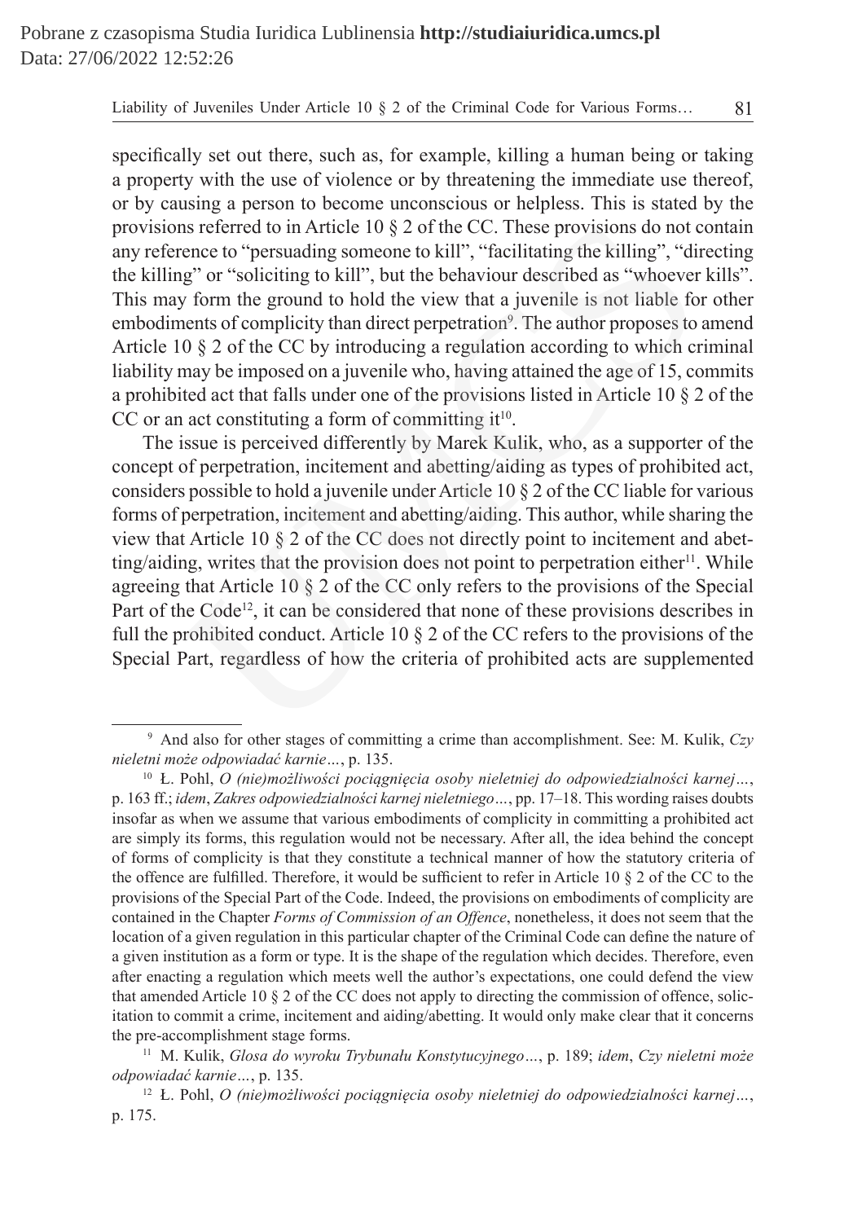specifically set out there, such as, for example, killing a human being or taking a property with the use of violence or by threatening the immediate use thereof, or by causing a person to become unconscious or helpless. This is stated by the provisions referred to in Article 10 § 2 of the CC. These provisions do not contain any reference to "persuading someone to kill", "facilitating the killing", "directing the killing" or "soliciting to kill", but the behaviour described as "whoever kills". This may form the ground to hold the view that a juvenile is not liable for other embodiments of complicity than direct perpetration[9]. The author proposes to amend Article 10 § 2 of the CC by introducing a regulation according to which criminal liability may be imposed on a juvenile who, having attained the age of 15, commits a prohibited act that falls under one of the provisions listed in Article 10 § 2 of the CC or an act constituting a form of committing it[10].

The issue is perceived differently by Marek Kulik, who, as a supporter of the concept of perpetration, incitement and abetting/aiding as types of prohibited act, considers possible to hold a juvenile under Article 10 § 2 of the CC liable for various forms of perpetration, incitement and abetting/aiding. This author, while sharing the view that Article 10 § 2 of the CC does not directly point to incitement and abetting/aiding, writes that the provision does not point to perpetration either[11]. While agreeing that Article 10 § 2 of the CC only refers to the provisions of the Special Part of the Code[12], it can be considered that none of these provisions describes in full the prohibited conduct. Article 10 § 2 of the CC refers to the provisions of the Special Part, regardless of how the criteria of prohibited acts are supplemented

---

[9] And also for other stages of committing a crime than accomplishment. See: M. Kulik, *Czy nieletni może odpowiadać karnie…*, p. 135.

[10] Ł. Pohl, *O (nie)możliwości pociągnięcia osoby nieletniej do odpowiedzialności karnej…*, p. 163 ff.; *idem*, *Zakres odpowiedzialności karnej nieletniego…*, pp. 17–18. This wording raises doubts insofar as when we assume that various embodiments of complicity in committing a prohibited act are simply its forms, this regulation would not be necessary. After all, the idea behind the concept of forms of complicity is that they constitute a technical manner of how the statutory criteria of the offence are fulfilled. Therefore, it would be sufficient to refer in Article 10 § 2 of the CC to the provisions of the Special Part of the Code. Indeed, the provisions on embodiments of complicity are contained in the Chapter *Forms of Commission of an Offence*, nonetheless, it does not seem that the location of a given regulation in this particular chapter of the Criminal Code can define the nature of a given institution as a form or type. It is the shape of the regulation which decides. Therefore, even after enacting a regulation which meets well the author's expectations, one could defend the view that amended Article 10 § 2 of the CC does not apply to directing the commission of offence, solicitation to commit a crime, incitement and aiding/abetting. It would only make clear that it concerns the pre-accomplishment stage forms.

[11] M. Kulik, *Glosa do wyroku Trybunału Konstytucyjnego…*, p. 189; *idem*, *Czy nieletni może odpowiadać karnie…*, p. 135.

[12] Ł. Pohl, *O (nie)możliwości pociągnięcia osoby nieletniej do odpowiedzialności karnej…*, p. 175.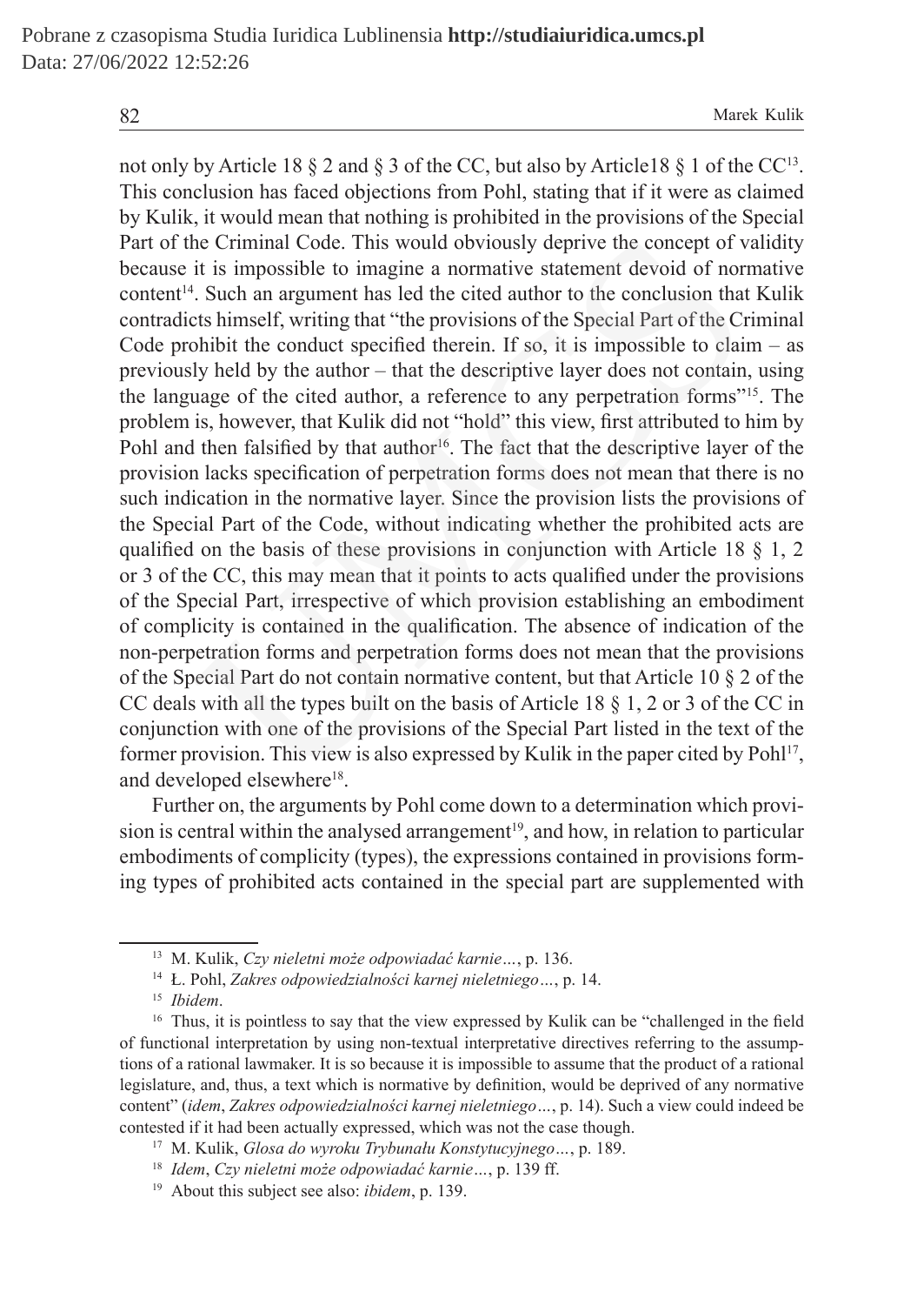not only by Article 18 § 2 and § 3 of the CC, but also by Article18 § 1 of the CC[13]. This conclusion has faced objections from Pohl, stating that if it were as claimed by Kulik, it would mean that nothing is prohibited in the provisions of the Special Part of the Criminal Code. This would obviously deprive the concept of validity because it is impossible to imagine a normative statement devoid of normative content[14]. Such an argument has led the cited author to the conclusion that Kulik contradicts himself, writing that "the provisions of the Special Part of the Criminal Code prohibit the conduct specified therein. If so, it is impossible to claim – as previously held by the author – that the descriptive layer does not contain, using the language of the cited author, a reference to any perpetration forms"[15]. The problem is, however, that Kulik did not "hold" this view, first attributed to him by Pohl and then falsified by that author[16]. The fact that the descriptive layer of the provision lacks specification of perpetration forms does not mean that there is no such indication in the normative layer. Since the provision lists the provisions of the Special Part of the Code, without indicating whether the prohibited acts are qualified on the basis of these provisions in conjunction with Article 18 § 1, 2 or 3 of the CC, this may mean that it points to acts qualified under the provisions of the Special Part, irrespective of which provision establishing an embodiment of complicity is contained in the qualification. The absence of indication of the non-perpetration forms and perpetration forms does not mean that the provisions of the Special Part do not contain normative content, but that Article 10 § 2 of the CC deals with all the types built on the basis of Article 18 § 1, 2 or 3 of the CC in conjunction with one of the provisions of the Special Part listed in the text of the former provision. This view is also expressed by Kulik in the paper cited by Pohl[17], and developed elsewhere[18].

Further on, the arguments by Pohl come down to a determination which provision is central within the analysed arrangement[19], and how, in relation to particular embodiments of complicity (types), the expressions contained in provisions forming types of prohibited acts contained in the special part are supplemented with

---

[13] M. Kulik, *Czy nieletni może odpowiadać karnie…*, p. 136.

[14] Ł. Pohl, *Zakres odpowiedzialności karnej nieletniego…*, p. 14.

[15] *Ibidem*.

[16] Thus, it is pointless to say that the view expressed by Kulik can be "challenged in the field of functional interpretation by using non-textual interpretative directives referring to the assumptions of a rational lawmaker. It is so because it is impossible to assume that the product of a rational legislature, and, thus, a text which is normative by definition, would be deprived of any normative content" (*idem*, *Zakres odpowiedzialności karnej nieletniego…*, p. 14). Such a view could indeed be contested if it had been actually expressed, which was not the case though.

[17] M. Kulik, *Glosa do wyroku Trybunału Konstytucyjnego…*, p. 189.

[18] *Idem*, *Czy nieletni może odpowiadać karnie…*, p. 139 ff.

[19] About this subject see also: *ibidem*, p. 139.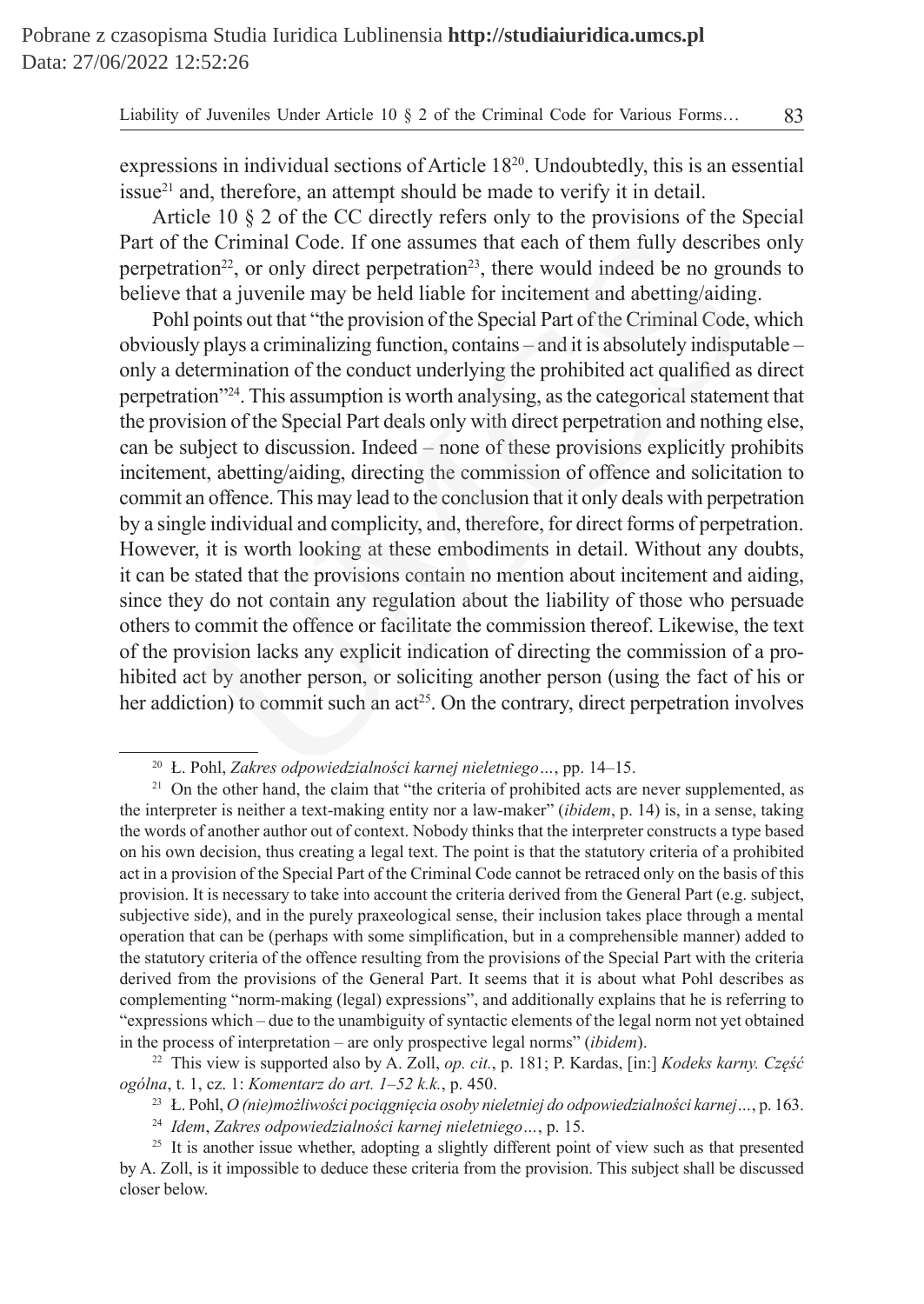expressions in individual sections of Article 18[20]. Undoubtedly, this is an essential issue[21] and, therefore, an attempt should be made to verify it in detail.

Article 10 § 2 of the CC directly refers only to the provisions of the Special Part of the Criminal Code. If one assumes that each of them fully describes only perpetration[22], or only direct perpetration[23], there would indeed be no grounds to believe that a juvenile may be held liable for incitement and abetting/aiding.

Pohl points out that "the provision of the Special Part of the Criminal Code, which obviously plays a criminalizing function, contains – and it is absolutely indisputable – only a determination of the conduct underlying the prohibited act qualified as direct perpetration"[24]. This assumption is worth analysing, as the categorical statement that the provision of the Special Part deals only with direct perpetration and nothing else, can be subject to discussion. Indeed – none of these provisions explicitly prohibits incitement, abetting/aiding, directing the commission of offence and solicitation to commit an offence. This may lead to the conclusion that it only deals with perpetration by a single individual and complicity, and, therefore, for direct forms of perpetration. However, it is worth looking at these embodiments in detail. Without any doubts, it can be stated that the provisions contain no mention about incitement and aiding, since they do not contain any regulation about the liability of those who persuade others to commit the offence or facilitate the commission thereof. Likewise, the text of the provision lacks any explicit indication of directing the commission of a prohibited act by another person, or soliciting another person (using the fact of his or her addiction) to commit such an act[25]. On the contrary, direct perpetration involves

---

[20] Ł. Pohl, *Zakres odpowiedzialności karnej nieletniego…*, pp. 14–15.

[21] On the other hand, the claim that "the criteria of prohibited acts are never supplemented, as the interpreter is neither a text-making entity nor a law-maker" (*ibidem*, p. 14) is, in a sense, taking the words of another author out of context. Nobody thinks that the interpreter constructs a type based on his own decision, thus creating a legal text. The point is that the statutory criteria of a prohibited act in a provision of the Special Part of the Criminal Code cannot be retraced only on the basis of this provision. It is necessary to take into account the criteria derived from the General Part (e.g. subject, subjective side), and in the purely praxeological sense, their inclusion takes place through a mental operation that can be (perhaps with some simplification, but in a comprehensible manner) added to the statutory criteria of the offence resulting from the provisions of the Special Part with the criteria derived from the provisions of the General Part. It seems that it is about what Pohl describes as complementing "norm-making (legal) expressions", and additionally explains that he is referring to "expressions which – due to the unambiguity of syntactic elements of the legal norm not yet obtained in the process of interpretation – are only prospective legal norms" (*ibidem*).

[22] This view is supported also by A. Zoll, *op. cit.*, p. 181; P. Kardas, [in:] *Kodeks karny. Część ogólna*, t. 1, cz. 1: *Komentarz do art. 1–52 k.k.*, p. 450.

[23] Ł. Pohl, *O (nie)możliwości pociągnięcia osoby nieletniej do odpowiedzialności karnej…*, p. 163.

[24] *Idem*, *Zakres odpowiedzialności karnej nieletniego…*, p. 15.

[25] It is another issue whether, adopting a slightly different point of view such as that presented by A. Zoll, is it impossible to deduce these criteria from the provision. This subject shall be discussed closer below.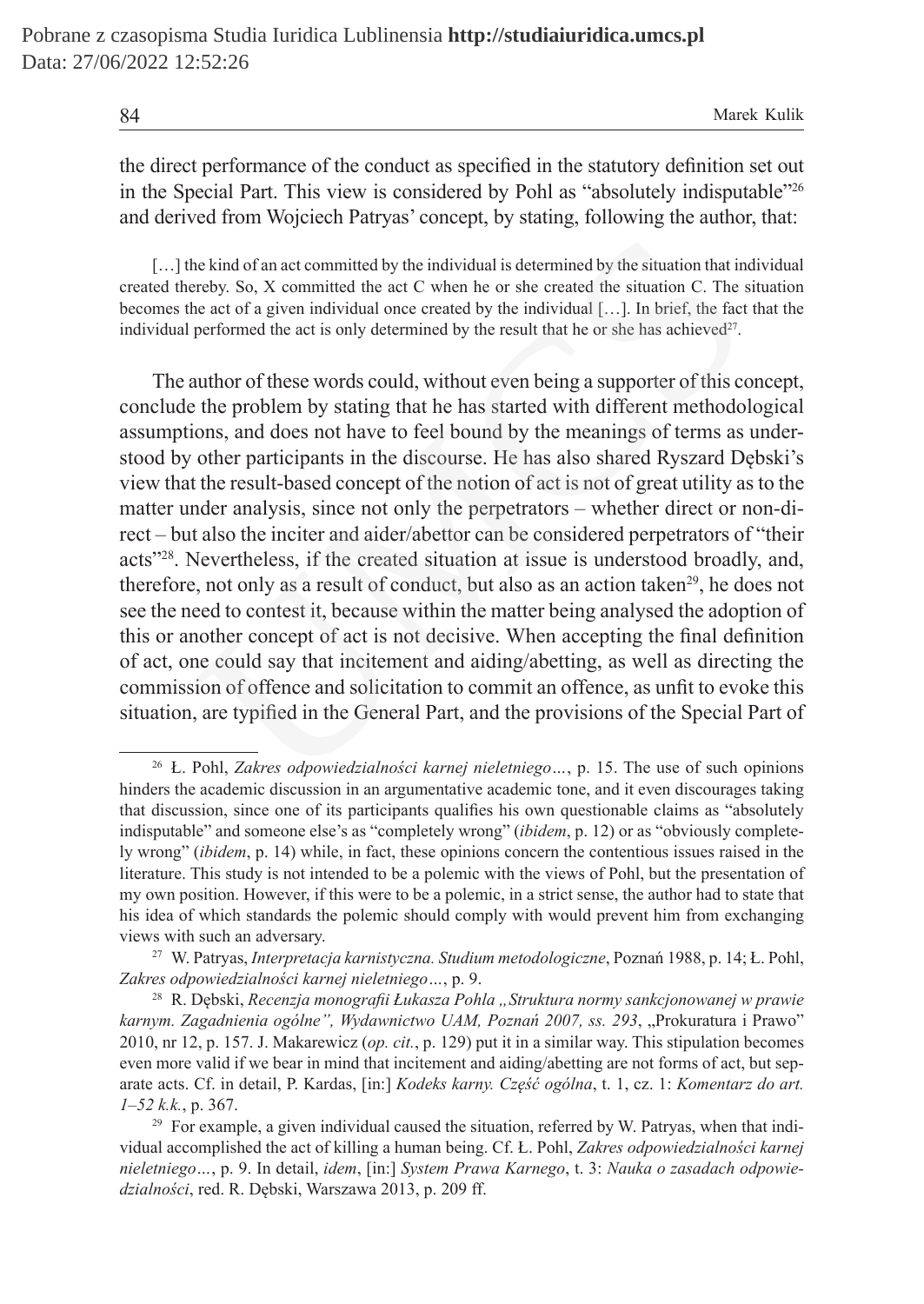the direct performance of the conduct as specified in the statutory definition set out in the Special Part. This view is considered by Pohl as "absolutely indisputable"[26] and derived from Wojciech Patryas' concept, by stating, following the author, that:

> […] the kind of an act committed by the individual is determined by the situation that individual created thereby. So, X committed the act C when he or she created the situation C. The situation becomes the act of a given individual once created by the individual […]. In brief, the fact that the individual performed the act is only determined by the result that he or she has achieved[27].

The author of these words could, without even being a supporter of this concept, conclude the problem by stating that he has started with different methodological assumptions, and does not have to feel bound by the meanings of terms as understood by other participants in the discourse. He has also shared Ryszard Dębski's view that the result-based concept of the notion of act is not of great utility as to the matter under analysis, since not only the perpetrators – whether direct or non-direct – but also the inciter and aider/abettor can be considered perpetrators of "their acts"[28]. Nevertheless, if the created situation at issue is understood broadly, and, therefore, not only as a result of conduct, but also as an action taken[29], he does not see the need to contest it, because within the matter being analysed the adoption of this or another concept of act is not decisive. When accepting the final definition of act, one could say that incitement and aiding/abetting, as well as directing the commission of offence and solicitation to commit an offence, as unfit to evoke this situation, are typified in the General Part, and the provisions of the Special Part of

---

[26] Ł. Pohl, *Zakres odpowiedzialności karnej nieletniego…*, p. 15. The use of such opinions hinders the academic discussion in an argumentative academic tone, and it even discourages taking that discussion, since one of its participants qualifies his own questionable claims as "absolutely indisputable" and someone else's as "completely wrong" (*ibidem*, p. 12) or as "obviously completely wrong" (*ibidem*, p. 14) while, in fact, these opinions concern the contentious issues raised in the literature. This study is not intended to be a polemic with the views of Pohl, but the presentation of my own position. However, if this were to be a polemic, in a strict sense, the author had to state that his idea of which standards the polemic should comply with would prevent him from exchanging views with such an adversary.

[27] W. Patryas, *Interpretacja karnistyczna. Studium metodologiczne*, Poznań 1988, p. 14; Ł. Pohl, *Zakres odpowiedzialności karnej nieletniego…*, p. 9.

[28] R. Dębski, *Recenzja monografii Łukasza Pohla „Struktura normy sankcjonowanej w prawie karnym. Zagadnienia ogólne", Wydawnictwo UAM, Poznań 2007, ss. 293*, „Prokuratura i Prawo" 2010, nr 12, p. 157. J. Makarewicz (*op. cit.*, p. 129) put it in a similar way. This stipulation becomes even more valid if we bear in mind that incitement and aiding/abetting are not forms of act, but separate acts. Cf. in detail, P. Kardas, [in:] *Kodeks karny. Część ogólna*, t. 1, cz. 1: *Komentarz do art. 1–52 k.k.*, p. 367.

[29] For example, a given individual caused the situation, referred by W. Patryas, when that individual accomplished the act of killing a human being. Cf. Ł. Pohl, *Zakres odpowiedzialności karnej nieletniego…*, p. 9. In detail, *idem*, [in:] *System Prawa Karnego*, t. 3: *Nauka o zasadach odpowiedzialności*, red. R. Dębski, Warszawa 2013, p. 209 ff.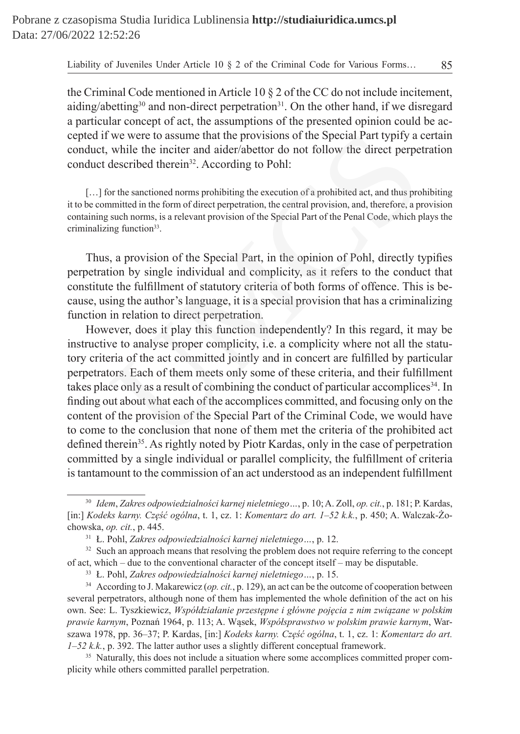the Criminal Code mentioned in Article 10 § 2 of the CC do not include incitement, aiding/abetting[30] and non-direct perpetration[31]. On the other hand, if we disregard a particular concept of act, the assumptions of the presented opinion could be accepted if we were to assume that the provisions of the Special Part typify a certain conduct, while the inciter and aider/abettor do not follow the direct perpetration conduct described therein[32]. According to Pohl:

> […] for the sanctioned norms prohibiting the execution of a prohibited act, and thus prohibiting it to be committed in the form of direct perpetration, the central provision, and, therefore, a provision containing such norms, is a relevant provision of the Special Part of the Penal Code, which plays the criminalizing function[33].

Thus, a provision of the Special Part, in the opinion of Pohl, directly typifies perpetration by single individual and complicity, as it refers to the conduct that constitute the fulfillment of statutory criteria of both forms of offence. This is because, using the author's language, it is a special provision that has a criminalizing function in relation to direct perpetration.

However, does it play this function independently? In this regard, it may be instructive to analyse proper complicity, i.e. a complicity where not all the statutory criteria of the act committed jointly and in concert are fulfilled by particular perpetrators. Each of them meets only some of these criteria, and their fulfillment takes place only as a result of combining the conduct of particular accomplices[34]. In finding out about what each of the accomplices committed, and focusing only on the content of the provision of the Special Part of the Criminal Code, we would have to come to the conclusion that none of them met the criteria of the prohibited act defined therein[35]. As rightly noted by Piotr Kardas, only in the case of perpetration committed by a single individual or parallel complicity, the fulfillment of criteria is tantamount to the commission of an act understood as an independent fulfillment

---

[30] *Idem*, *Zakres odpowiedzialności karnej nieletniego…*, p. 10; A. Zoll, *op. cit.*, p. 181; P. Kardas, [in:] *Kodeks karny. Część ogólna*, t. 1, cz. 1: *Komentarz do art. 1–52 k.k.*, p. 450; A. Walczak-Żochowska, *op. cit.*, p. 445.

[31] Ł. Pohl, *Zakres odpowiedzialności karnej nieletniego…*, p. 12.

[32] Such an approach means that resolving the problem does not require referring to the concept of act, which – due to the conventional character of the concept itself – may be disputable.

[33] Ł. Pohl, *Zakres odpowiedzialności karnej nieletniego…*, p. 15.

[34] According to J. Makarewicz (*op. cit.*, p. 129), an act can be the outcome of cooperation between several perpetrators, although none of them has implemented the whole definition of the act on his own. See: L. Tyszkiewicz, *Współdziałanie przestępne i główne pojęcia z nim związane w polskim prawie karnym*, Poznań 1964, p. 113; A. Wąsek, *Współsprawstwo w polskim prawie karnym*, Warszawa 1978, pp. 36–37; P. Kardas, [in:] *Kodeks karny. Część ogólna*, t. 1, cz. 1: *Komentarz do art. 1–52 k.k.*, p. 392. The latter author uses a slightly different conceptual framework.

[35] Naturally, this does not include a situation where some accomplices committed proper complicity while others committed parallel perpetration.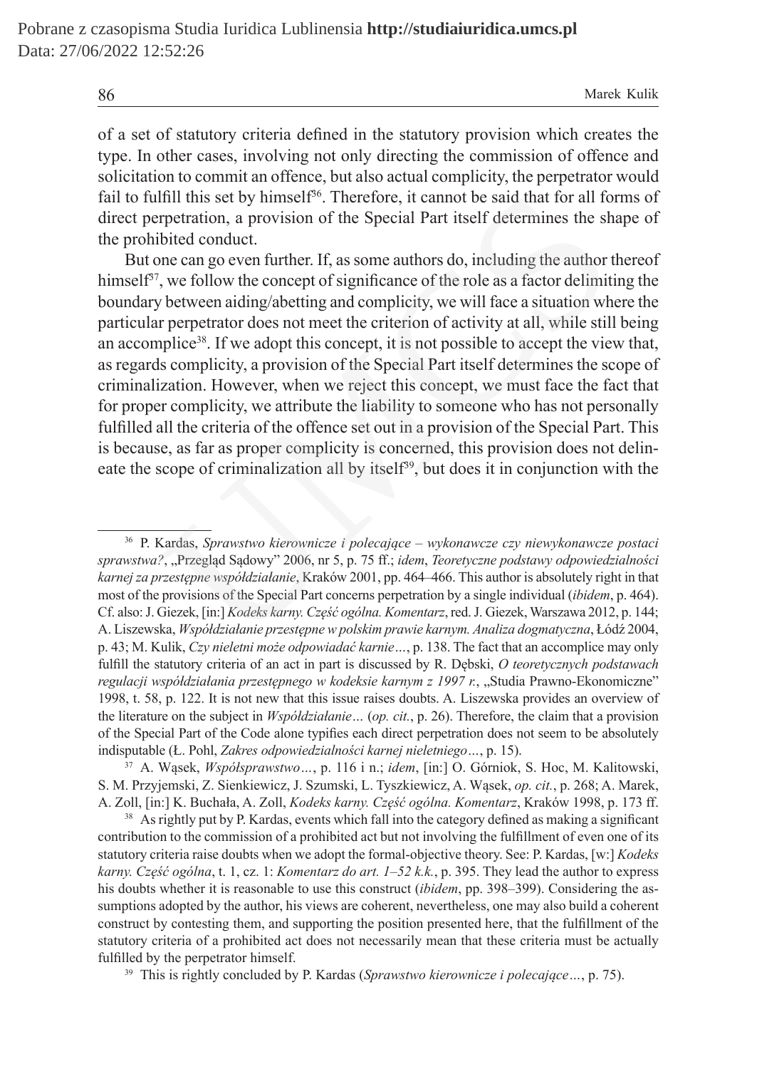of a set of statutory criteria defined in the statutory provision which creates the type. In other cases, involving not only directing the commission of offence and solicitation to commit an offence, but also actual complicity, the perpetrator would fail to fulfill this set by himself[36]. Therefore, it cannot be said that for all forms of direct perpetration, a provision of the Special Part itself determines the shape of the prohibited conduct.

But one can go even further. If, as some authors do, including the author thereof himself[37], we follow the concept of significance of the role as a factor delimiting the boundary between aiding/abetting and complicity, we will face a situation where the particular perpetrator does not meet the criterion of activity at all, while still being an accomplice[38]. If we adopt this concept, it is not possible to accept the view that, as regards complicity, a provision of the Special Part itself determines the scope of criminalization. However, when we reject this concept, we must face the fact that for proper complicity, we attribute the liability to someone who has not personally fulfilled all the criteria of the offence set out in a provision of the Special Part. This is because, as far as proper complicity is concerned, this provision does not delineate the scope of criminalization all by itself[39], but does it in conjunction with the

---

[36] P. Kardas, *Sprawstwo kierownicze i polecające – wykonawcze czy niewykonawcze postaci sprawstwa?*, „Przegląd Sądowy" 2006, nr 5, p. 75 ff.; *idem*, *Teoretyczne podstawy odpowiedzialności karnej za przestępne współdziałanie*, Kraków 2001, pp. 464–466. This author is absolutely right in that most of the provisions of the Special Part concerns perpetration by a single individual (*ibidem*, p. 464). Cf. also: J. Giezek, [in:] *Kodeks karny. Część ogólna. Komentarz*, red. J. Giezek, Warszawa 2012, p. 144; A. Liszewska, *Współdziałanie przestępne w polskim prawie karnym. Analiza dogmatyczna*, Łódź 2004, p. 43; M. Kulik, *Czy nieletni może odpowiadać karnie…*, p. 138. The fact that an accomplice may only fulfill the statutory criteria of an act in part is discussed by R. Dębski, *O teoretycznych podstawach regulacji współdziałania przestępnego w kodeksie karnym z 1997 r.*, „Studia Prawno-Ekonomiczne" 1998, t. 58, p. 122. It is not new that this issue raises doubts. A. Liszewska provides an overview of the literature on the subject in *Współdziałanie…* (*op. cit.*, p. 26). Therefore, the claim that a provision of the Special Part of the Code alone typifies each direct perpetration does not seem to be absolutely indisputable (Ł. Pohl, *Zakres odpowiedzialności karnej nieletniego…*, p. 15).

[37] A. Wąsek, *Współsprawstwo…*, p. 116 i n.; *idem*, [in:] O. Górniok, S. Hoc, M. Kalitowski, S. M. Przyjemski, Z. Sienkiewicz, J. Szumski, L. Tyszkiewicz, A. Wąsek, *op. cit.*, p. 268; A. Marek, A. Zoll, [in:] K. Buchała, A. Zoll, *Kodeks karny. Część ogólna. Komentarz*, Kraków 1998, p. 173 ff.

[38] As rightly put by P. Kardas, events which fall into the category defined as making a significant contribution to the commission of a prohibited act but not involving the fulfillment of even one of its statutory criteria raise doubts when we adopt the formal-objective theory. See: P. Kardas, [w:] *Kodeks karny. Część ogólna*, t. 1, cz. 1: *Komentarz do art. 1–52 k.k.*, p. 395. They lead the author to express his doubts whether it is reasonable to use this construct (*ibidem*, pp. 398–399). Considering the assumptions adopted by the author, his views are coherent, nevertheless, one may also build a coherent construct by contesting them, and supporting the position presented here, that the fulfillment of the statutory criteria of a prohibited act does not necessarily mean that these criteria must be actually fulfilled by the perpetrator himself.

[39] This is rightly concluded by P. Kardas (*Sprawstwo kierownicze i polecające…*, p. 75).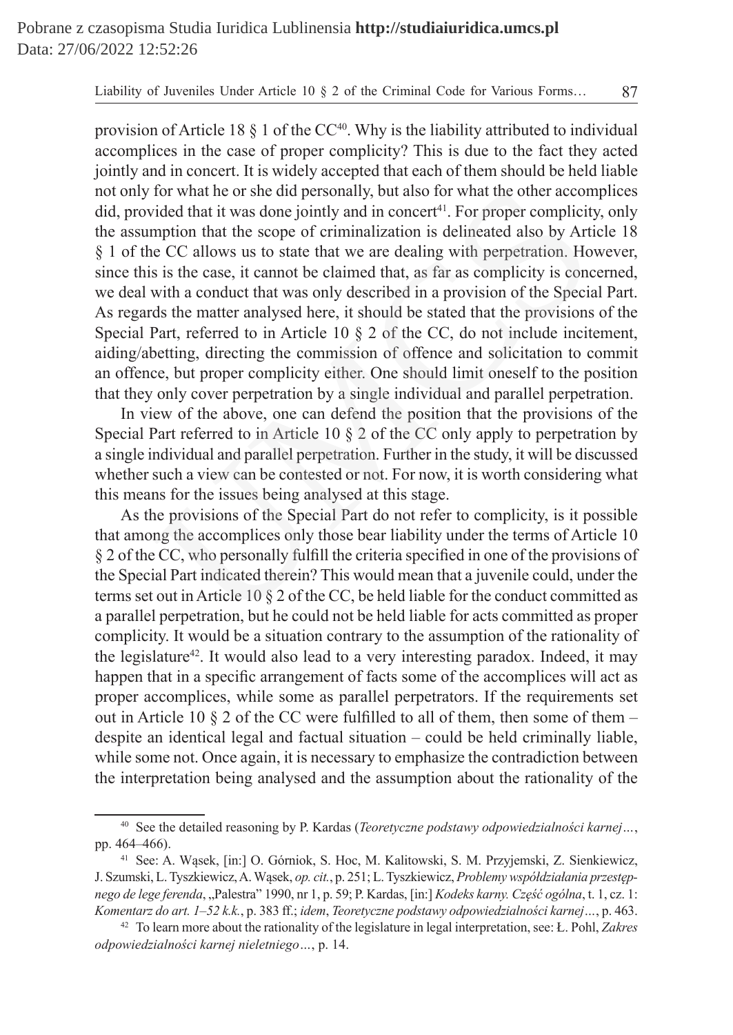provision of Article 18 § 1 of the CC[40]. Why is the liability attributed to individual accomplices in the case of proper complicity? This is due to the fact they acted jointly and in concert. It is widely accepted that each of them should be held liable not only for what he or she did personally, but also for what the other accomplices did, provided that it was done jointly and in concert[41]. For proper complicity, only the assumption that the scope of criminalization is delineated also by Article 18 § 1 of the CC allows us to state that we are dealing with perpetration. However, since this is the case, it cannot be claimed that, as far as complicity is concerned, we deal with a conduct that was only described in a provision of the Special Part. As regards the matter analysed here, it should be stated that the provisions of the Special Part, referred to in Article 10 § 2 of the CC, do not include incitement, aiding/abetting, directing the commission of offence and solicitation to commit an offence, but proper complicity either. One should limit oneself to the position that they only cover perpetration by a single individual and parallel perpetration.

In view of the above, one can defend the position that the provisions of the Special Part referred to in Article 10 § 2 of the CC only apply to perpetration by a single individual and parallel perpetration. Further in the study, it will be discussed whether such a view can be contested or not. For now, it is worth considering what this means for the issues being analysed at this stage.

As the provisions of the Special Part do not refer to complicity, is it possible that among the accomplices only those bear liability under the terms of Article 10 § 2 of the CC, who personally fulfill the criteria specified in one of the provisions of the Special Part indicated therein? This would mean that a juvenile could, under the terms set out in Article 10 § 2 of the CC, be held liable for the conduct committed as a parallel perpetration, but he could not be held liable for acts committed as proper complicity. It would be a situation contrary to the assumption of the rationality of the legislature[42]. It would also lead to a very interesting paradox. Indeed, it may happen that in a specific arrangement of facts some of the accomplices will act as proper accomplices, while some as parallel perpetrators. If the requirements set out in Article 10 § 2 of the CC were fulfilled to all of them, then some of them – despite an identical legal and factual situation – could be held criminally liable, while some not. Once again, it is necessary to emphasize the contradiction between the interpretation being analysed and the assumption about the rationality of the

---

[40] See the detailed reasoning by P. Kardas (*Teoretyczne podstawy odpowiedzialności karnej…*, pp. 464–466).

[41] See: A. Wąsek, [in:] O. Górniok, S. Hoc, M. Kalitowski, S. M. Przyjemski, Z. Sienkiewicz, J. Szumski, L. Tyszkiewicz, A. Wąsek, *op. cit.*, p. 251; L. Tyszkiewicz, *Problemy współdziałania przestępnego de lege ferenda*, „Palestra" 1990, nr 1, p. 59; P. Kardas, [in:] *Kodeks karny. Część ogólna*, t. 1, cz. 1: *Komentarz do art. 1–52 k.k.*, p. 383 ff.; *idem*, *Teoretyczne podstawy odpowiedzialności karnej…*, p. 463.

[42] To learn more about the rationality of the legislature in legal interpretation, see: Ł. Pohl, *Zakres odpowiedzialności karnej nieletniego…*, p. 14.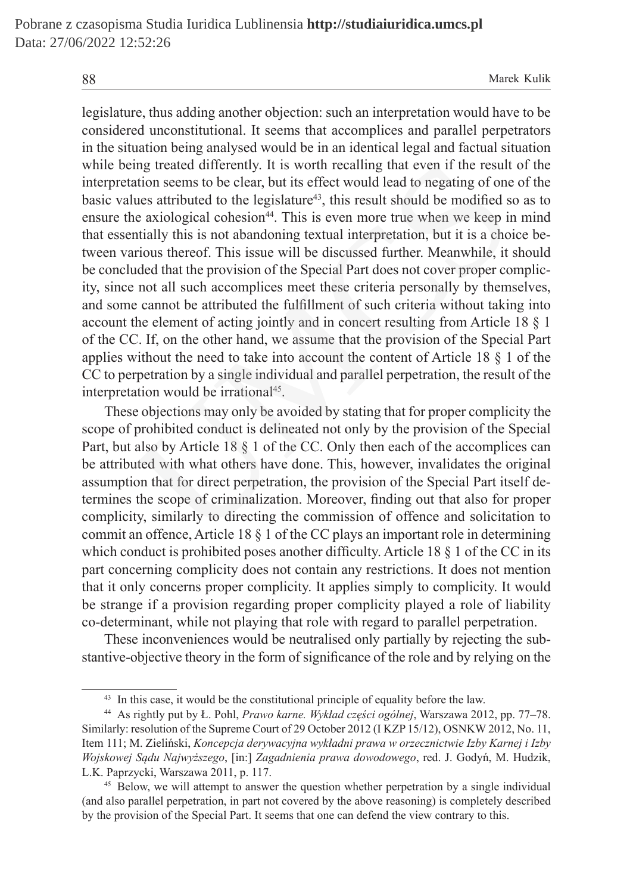legislature, thus adding another objection: such an interpretation would have to be considered unconstitutional. It seems that accomplices and parallel perpetrators in the situation being analysed would be in an identical legal and factual situation while being treated differently. It is worth recalling that even if the result of the interpretation seems to be clear, but its effect would lead to negating of one of the basic values attributed to the legislature[43], this result should be modified so as to ensure the axiological cohesion[44]. This is even more true when we keep in mind that essentially this is not abandoning textual interpretation, but it is a choice between various thereof. This issue will be discussed further. Meanwhile, it should be concluded that the provision of the Special Part does not cover proper complicity, since not all such accomplices meet these criteria personally by themselves, and some cannot be attributed the fulfillment of such criteria without taking into account the element of acting jointly and in concert resulting from Article 18 § 1 of the CC. If, on the other hand, we assume that the provision of the Special Part applies without the need to take into account the content of Article 18 § 1 of the CC to perpetration by a single individual and parallel perpetration, the result of the interpretation would be irrational[45].

These objections may only be avoided by stating that for proper complicity the scope of prohibited conduct is delineated not only by the provision of the Special Part, but also by Article 18 § 1 of the CC. Only then each of the accomplices can be attributed with what others have done. This, however, invalidates the original assumption that for direct perpetration, the provision of the Special Part itself determines the scope of criminalization. Moreover, finding out that also for proper complicity, similarly to directing the commission of offence and solicitation to commit an offence, Article 18 § 1 of the CC plays an important role in determining which conduct is prohibited poses another difficulty. Article 18 § 1 of the CC in its part concerning complicity does not contain any restrictions. It does not mention that it only concerns proper complicity. It applies simply to complicity. It would be strange if a provision regarding proper complicity played a role of liability co-determinant, while not playing that role with regard to parallel perpetration.

These inconveniences would be neutralised only partially by rejecting the substantive-objective theory in the form of significance of the role and by relying on the

---

[43] In this case, it would be the constitutional principle of equality before the law.

[44] As rightly put by Ł. Pohl, *Prawo karne. Wykład części ogólnej*, Warszawa 2012, pp. 77–78. Similarly: resolution of the Supreme Court of 29 October 2012 (I KZP 15/12), OSNKW 2012, No. 11, Item 111; M. Zieliński, *Koncepcja derywacyjna wykładni prawa w orzecznictwie Izby Karnej i Izby Wojskowej Sądu Najwyższego*, [in:] *Zagadnienia prawa dowodowego*, red. J. Godyń, M. Hudzik, L.K. Paprzycki, Warszawa 2011, p. 117.

[45] Below, we will attempt to answer the question whether perpetration by a single individual (and also parallel perpetration, in part not covered by the above reasoning) is completely described by the provision of the Special Part. It seems that one can defend the view contrary to this.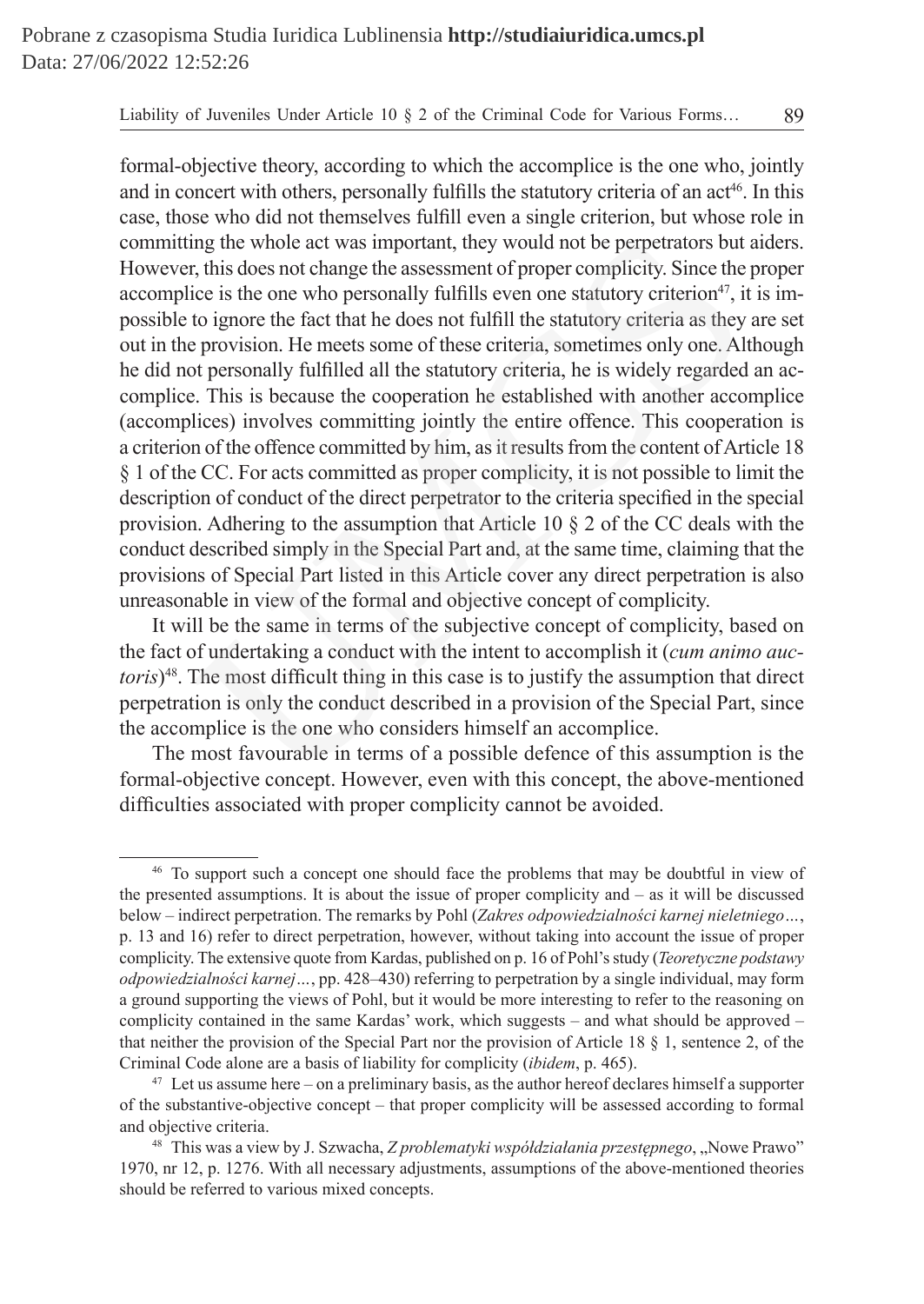formal-objective theory, according to which the accomplice is the one who, jointly and in concert with others, personally fulfills the statutory criteria of an act[46]. In this case, those who did not themselves fulfill even a single criterion, but whose role in committing the whole act was important, they would not be perpetrators but aiders. However, this does not change the assessment of proper complicity. Since the proper accomplice is the one who personally fulfills even one statutory criterion[47], it is impossible to ignore the fact that he does not fulfill the statutory criteria as they are set out in the provision. He meets some of these criteria, sometimes only one. Although he did not personally fulfilled all the statutory criteria, he is widely regarded an accomplice. This is because the cooperation he established with another accomplice (accomplices) involves committing jointly the entire offence. This cooperation is a criterion of the offence committed by him, as it results from the content of Article 18 § 1 of the CC. For acts committed as proper complicity, it is not possible to limit the description of conduct of the direct perpetrator to the criteria specified in the special provision. Adhering to the assumption that Article 10 § 2 of the CC deals with the conduct described simply in the Special Part and, at the same time, claiming that the provisions of Special Part listed in this Article cover any direct perpetration is also unreasonable in view of the formal and objective concept of complicity.

It will be the same in terms of the subjective concept of complicity, based on the fact of undertaking a conduct with the intent to accomplish it (*cum animo auctoris*)[48]. The most difficult thing in this case is to justify the assumption that direct perpetration is only the conduct described in a provision of the Special Part, since the accomplice is the one who considers himself an accomplice.

The most favourable in terms of a possible defence of this assumption is the formal-objective concept. However, even with this concept, the above-mentioned difficulties associated with proper complicity cannot be avoided.

---

[46] To support such a concept one should face the problems that may be doubtful in view of the presented assumptions. It is about the issue of proper complicity and – as it will be discussed below – indirect perpetration. The remarks by Pohl (*Zakres odpowiedzialności karnej nieletniego…*, p. 13 and 16) refer to direct perpetration, however, without taking into account the issue of proper complicity. The extensive quote from Kardas, published on p. 16 of Pohl's study (*Teoretyczne podstawy odpowiedzialności karnej…*, pp. 428–430) referring to perpetration by a single individual, may form a ground supporting the views of Pohl, but it would be more interesting to refer to the reasoning on complicity contained in the same Kardas' work, which suggests – and what should be approved – that neither the provision of the Special Part nor the provision of Article 18 § 1, sentence 2, of the Criminal Code alone are a basis of liability for complicity (*ibidem*, p. 465).

[47] Let us assume here – on a preliminary basis, as the author hereof declares himself a supporter of the substantive-objective concept – that proper complicity will be assessed according to formal and objective criteria.

[48] This was a view by J. Szwacha, *Z problematyki współdziałania przestępnego*, „Nowe Prawo" 1970, nr 12, p. 1276. With all necessary adjustments, assumptions of the above-mentioned theories should be referred to various mixed concepts.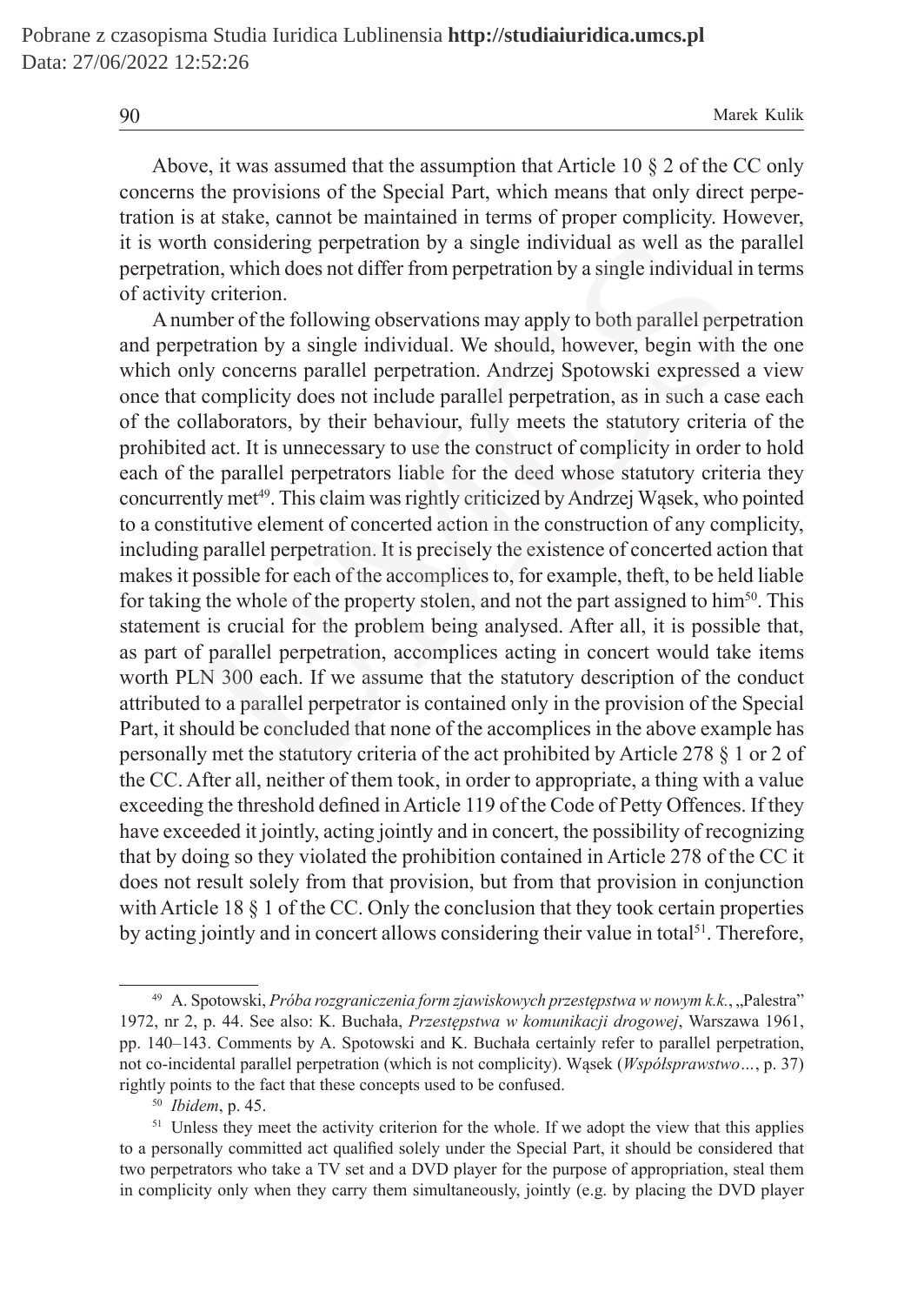Above, it was assumed that the assumption that Article 10 § 2 of the CC only concerns the provisions of the Special Part, which means that only direct perpetration is at stake, cannot be maintained in terms of proper complicity. However, it is worth considering perpetration by a single individual as well as the parallel perpetration, which does not differ from perpetration by a single individual in terms of activity criterion.

A number of the following observations may apply to both parallel perpetration and perpetration by a single individual. We should, however, begin with the one which only concerns parallel perpetration. Andrzej Spotowski expressed a view once that complicity does not include parallel perpetration, as in such a case each of the collaborators, by their behaviour, fully meets the statutory criteria of the prohibited act. It is unnecessary to use the construct of complicity in order to hold each of the parallel perpetrators liable for the deed whose statutory criteria they concurrently met[49]. This claim was rightly criticized by Andrzej Wąsek, who pointed to a constitutive element of concerted action in the construction of any complicity, including parallel perpetration. It is precisely the existence of concerted action that makes it possible for each of the accomplices to, for example, theft, to be held liable for taking the whole of the property stolen, and not the part assigned to him[50]. This statement is crucial for the problem being analysed. After all, it is possible that, as part of parallel perpetration, accomplices acting in concert would take items worth PLN 300 each. If we assume that the statutory description of the conduct attributed to a parallel perpetrator is contained only in the provision of the Special Part, it should be concluded that none of the accomplices in the above example has personally met the statutory criteria of the act prohibited by Article 278 § 1 or 2 of the CC. After all, neither of them took, in order to appropriate, a thing with a value exceeding the threshold defined in Article 119 of the Code of Petty Offences. If they have exceeded it jointly, acting jointly and in concert, the possibility of recognizing that by doing so they violated the prohibition contained in Article 278 of the CC it does not result solely from that provision, but from that provision in conjunction with Article 18 § 1 of the CC. Only the conclusion that they took certain properties by acting jointly and in concert allows considering their value in total[51]. Therefore,

---

[49] A. Spotowski, *Próba rozgraniczenia form zjawiskowych przestępstwa w nowym k.k.*, „Palestra" 1972, nr 2, p. 44. See also: K. Buchała, *Przestępstwa w komunikacji drogowej*, Warszawa 1961, pp. 140–143. Comments by A. Spotowski and K. Buchała certainly refer to parallel perpetration, not co-incidental parallel perpetration (which is not complicity). Wąsek (*Współsprawstwo…*, p. 37) rightly points to the fact that these concepts used to be confused.

[50] *Ibidem*, p. 45.

[51] Unless they meet the activity criterion for the whole. If we adopt the view that this applies to a personally committed act qualified solely under the Special Part, it should be considered that two perpetrators who take a TV set and a DVD player for the purpose of appropriation, steal them in complicity only when they carry them simultaneously, jointly (e.g. by placing the DVD player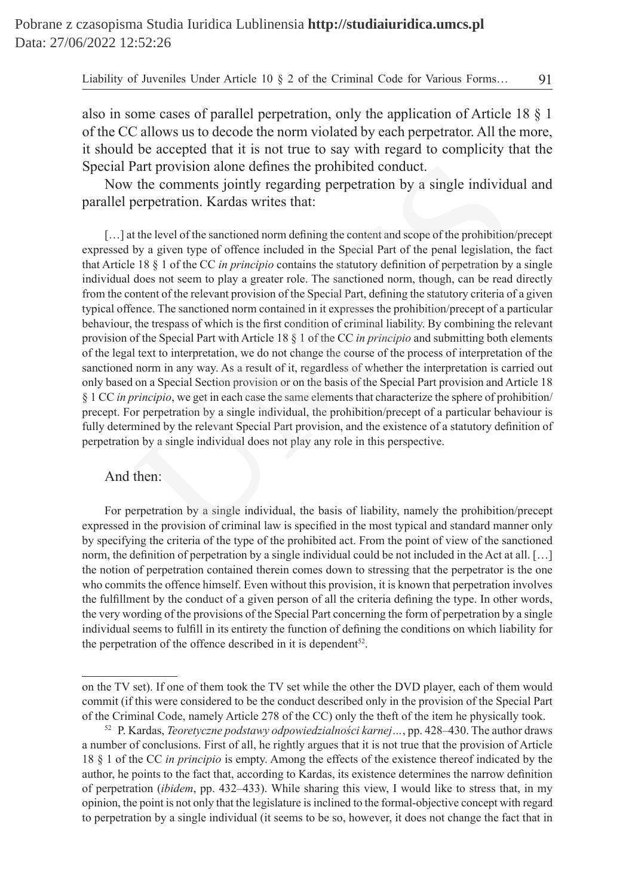also in some cases of parallel perpetration, only the application of Article 18 § 1 of the CC allows us to decode the norm violated by each perpetrator. All the more, it should be accepted that it is not true to say with regard to complicity that the Special Part provision alone defines the prohibited conduct.

Now the comments jointly regarding perpetration by a single individual and parallel perpetration. Kardas writes that:

> […] at the level of the sanctioned norm defining the content and scope of the prohibition/precept expressed by a given type of offence included in the Special Part of the penal legislation, the fact that Article 18 § 1 of the CC *in principio* contains the statutory definition of perpetration by a single individual does not seem to play a greater role. The sanctioned norm, though, can be read directly from the content of the relevant provision of the Special Part, defining the statutory criteria of a given typical offence. The sanctioned norm contained in it expresses the prohibition/precept of a particular behaviour, the trespass of which is the first condition of criminal liability. By combining the relevant provision of the Special Part with Article 18 § 1 of the CC *in principio* and submitting both elements of the legal text to interpretation, we do not change the course of the process of interpretation of the sanctioned norm in any way. As a result of it, regardless of whether the interpretation is carried out only based on a Special Section provision or on the basis of the Special Part provision and Article 18 § 1 CC *in principio*, we get in each case the same elements that characterize the sphere of prohibition/precept. For perpetration by a single individual, the prohibition/precept of a particular behaviour is fully determined by the relevant Special Part provision, and the existence of a statutory definition of perpetration by a single individual does not play any role in this perspective.

And then:

> For perpetration by a single individual, the basis of liability, namely the prohibition/precept expressed in the provision of criminal law is specified in the most typical and standard manner only by specifying the criteria of the type of the prohibited act. From the point of view of the sanctioned norm, the definition of perpetration by a single individual could be not included in the Act at all. […] the notion of perpetration contained therein comes down to stressing that the perpetrator is the one who commits the offence himself. Even without this provision, it is known that perpetration involves the fulfillment by the conduct of a given person of all the criteria defining the type. In other words, the very wording of the provisions of the Special Part concerning the form of perpetration by a single individual seems to fulfill in its entirety the function of defining the conditions on which liability for the perpetration of the offence described in it is dependent[52].

---

on the TV set). If one of them took the TV set while the other the DVD player, each of them would commit (if this were considered to be the conduct described only in the provision of the Special Part of the Criminal Code, namely Article 278 of the CC) only the theft of the item he physically took.

[52] P. Kardas, *Teoretyczne podstawy odpowiedzialności karnej…*, pp. 428–430. The author draws a number of conclusions. First of all, he rightly argues that it is not true that the provision of Article 18 § 1 of the CC *in principio* is empty. Among the effects of the existence thereof indicated by the author, he points to the fact that, according to Kardas, its existence determines the narrow definition of perpetration (*ibidem*, pp. 432–433). While sharing this view, I would like to stress that, in my opinion, the point is not only that the legislature is inclined to the formal-objective concept with regard to perpetration by a single individual (it seems to be so, however, it does not change the fact that in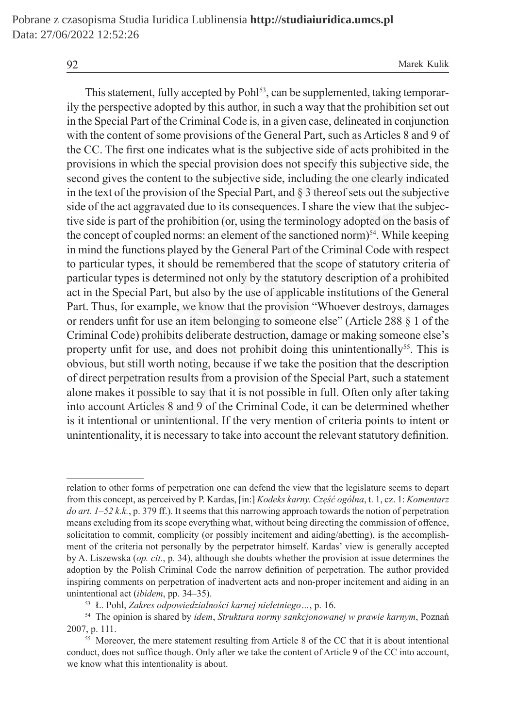This statement, fully accepted by Pohl[53], can be supplemented, taking temporarily the perspective adopted by this author, in such a way that the prohibition set out in the Special Part of the Criminal Code is, in a given case, delineated in conjunction with the content of some provisions of the General Part, such as Articles 8 and 9 of the CC. The first one indicates what is the subjective side of acts prohibited in the provisions in which the special provision does not specify this subjective side, the second gives the content to the subjective side, including the one clearly indicated in the text of the provision of the Special Part, and § 3 thereof sets out the subjective side of the act aggravated due to its consequences. I share the view that the subjective side is part of the prohibition (or, using the terminology adopted on the basis of the concept of coupled norms: an element of the sanctioned norm)[54]. While keeping in mind the functions played by the General Part of the Criminal Code with respect to particular types, it should be remembered that the scope of statutory criteria of particular types is determined not only by the statutory description of a prohibited act in the Special Part, but also by the use of applicable institutions of the General Part. Thus, for example, we know that the provision "Whoever destroys, damages or renders unfit for use an item belonging to someone else" (Article 288 § 1 of the Criminal Code) prohibits deliberate destruction, damage or making someone else's property unfit for use, and does not prohibit doing this unintentionally[55]. This is obvious, but still worth noting, because if we take the position that the description of direct perpetration results from a provision of the Special Part, such a statement alone makes it possible to say that it is not possible in full. Often only after taking into account Articles 8 and 9 of the Criminal Code, it can be determined whether is it intentional or unintentional. If the very mention of criteria points to intent or unintentionality, it is necessary to take into account the relevant statutory definition.

---

relation to other forms of perpetration one can defend the view that the legislature seems to depart from this concept, as perceived by P. Kardas, [in:] *Kodeks karny. Część ogólna*, t. 1, cz. 1: *Komentarz do art. 1–52 k.k.*, p. 379 ff.). It seems that this narrowing approach towards the notion of perpetration means excluding from its scope everything what, without being directing the commission of offence, solicitation to commit, complicity (or possibly incitement and aiding/abetting), is the accomplishment of the criteria not personally by the perpetrator himself. Kardas' view is generally accepted by A. Liszewska (*op. cit.*, p. 34), although she doubts whether the provision at issue determines the adoption by the Polish Criminal Code the narrow definition of perpetration. The author provided inspiring comments on perpetration of inadvertent acts and non-proper incitement and aiding in an unintentional act (*ibidem*, pp. 34–35).

[53] Ł. Pohl, *Zakres odpowiedzialności karnej nieletniego…*, p. 16.

[54] The opinion is shared by *idem*, *Struktura normy sankcjonowanej w prawie karnym*, Poznań 2007, p. 111.

[55] Moreover, the mere statement resulting from Article 8 of the CC that it is about intentional conduct, does not suffice though. Only after we take the content of Article 9 of the CC into account, we know what this intentionality is about.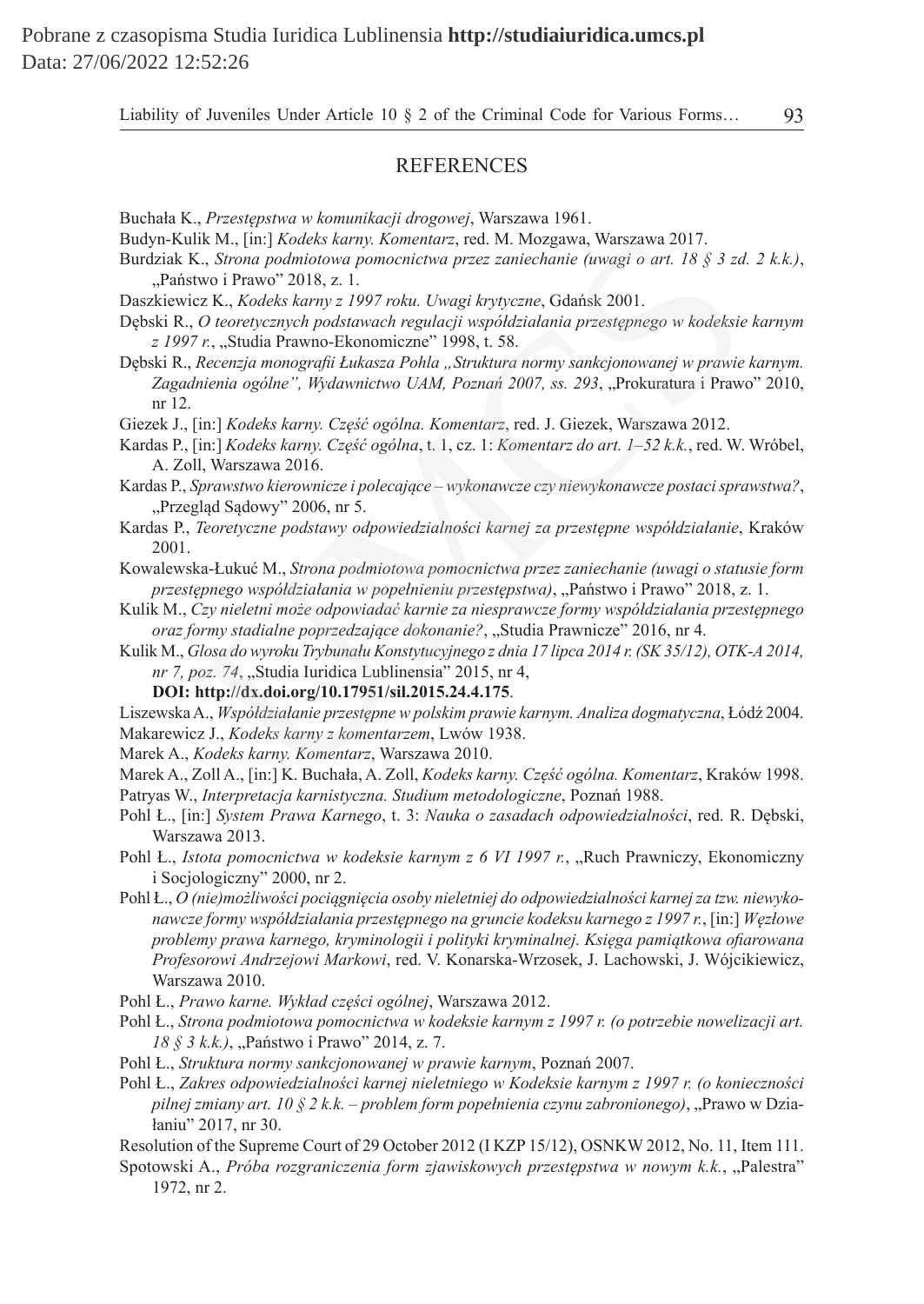## REFERENCES

Buchała K., *Przestępstwa w komunikacji drogowej*, Warszawa 1961.

Budyn-Kulik M., [in:] *Kodeks karny. Komentarz*, red. M. Mozgawa, Warszawa 2017.

Burdziak K., *Strona podmiotowa pomocnictwa przez zaniechanie (uwagi o art. 18 § 3 zd. 2 k.k.)*, „Państwo i Prawo" 2018, z. 1.

Daszkiewicz K., *Kodeks karny z 1997 roku. Uwagi krytyczne*, Gdańsk 2001.

Dębski R., *O teoretycznych podstawach regulacji współdziałania przestępnego w kodeksie karnym z 1997 r.*, „Studia Prawno-Ekonomiczne" 1998, t. 58.

Dębski R., *Recenzja monografii Łukasza Pohla „Struktura normy sankcjonowanej w prawie karnym. Zagadnienia ogólne", Wydawnictwo UAM, Poznań 2007, ss. 293*, „Prokuratura i Prawo" 2010, nr 12.

Giezek J., [in:] *Kodeks karny. Część ogólna. Komentarz*, red. J. Giezek, Warszawa 2012.

Kardas P., [in:] *Kodeks karny. Część ogólna*, t. 1, cz. 1: *Komentarz do art. 1–52 k.k.*, red. W. Wróbel, A. Zoll, Warszawa 2016.

Kardas P., *Sprawstwo kierownicze i polecające – wykonawcze czy niewykonawcze postaci sprawstwa?*, „Przegląd Sądowy" 2006, nr 5.

Kardas P., *Teoretyczne podstawy odpowiedzialności karnej za przestępne współdziałanie*, Kraków 2001.

Kowalewska-Łukuć M., *Strona podmiotowa pomocnictwa przez zaniechanie (uwagi o statusie form przestępnego współdziałania w popełnieniu przestępstwa)*, „Państwo i Prawo" 2018, z. 1.

Kulik M., *Czy nieletni może odpowiadać karnie za niesprawcze formy współdziałania przestępnego oraz formy stadialne poprzedzające dokonanie?*, „Studia Prawnicze" 2016, nr 4.

Kulik M., *Glosa do wyroku Trybunału Konstytucyjnego z dnia 17 lipca 2014 r. (SK 35/12), OTK-A 2014, nr 7, poz. 74*, „Studia Iuridica Lublinensia" 2015, nr 4, **DOI: http://dx.doi.org/10.17951/sil.2015.24.4.175**.

Liszewska A., *Współdziałanie przestępne w polskim prawie karnym. Analiza dogmatyczna*, Łódź 2004.

Makarewicz J., *Kodeks karny z komentarzem*, Lwów 1938.

Marek A., *Kodeks karny. Komentarz*, Warszawa 2010.

Marek A., Zoll A., [in:] K. Buchała, A. Zoll, *Kodeks karny. Część ogólna. Komentarz*, Kraków 1998.

Patryas W., *Interpretacja karnistyczna. Studium metodologiczne*, Poznań 1988.

Pohl Ł., [in:] *System Prawa Karnego*, t. 3: *Nauka o zasadach odpowiedzialności*, red. R. Dębski, Warszawa 2013.

Pohl Ł., *Istota pomocnictwa w kodeksie karnym z 6 VI 1997 r.*, „Ruch Prawniczy, Ekonomiczny i Socjologiczny" 2000, nr 2.

Pohl Ł., *O (nie)możliwości pociągnięcia osoby nieletniej do odpowiedzialności karnej za tzw. niewykonawcze formy współdziałania przestępnego na gruncie kodeksu karnego z 1997 r.*, [in:] *Węzłowe problemy prawa karnego, kryminologii i polityki kryminalnej. Księga pamiątkowa ofiarowana Profesorowi Andrzejowi Markowi*, red. V. Konarska-Wrzosek, J. Lachowski, J. Wójcikiewicz, Warszawa 2010.

Pohl Ł., *Prawo karne. Wykład części ogólnej*, Warszawa 2012.

Pohl Ł., *Strona podmiotowa pomocnictwa w kodeksie karnym z 1997 r. (o potrzebie nowelizacji art. 18 § 3 k.k.)*, „Państwo i Prawo" 2014, z. 7.

Pohl Ł., *Struktura normy sankcjonowanej w prawie karnym*, Poznań 2007.

Pohl Ł., *Zakres odpowiedzialności karnej nieletniego w Kodeksie karnym z 1997 r. (o konieczności pilnej zmiany art. 10 § 2 k.k. – problem form popełnienia czynu zabronionego)*, „Prawo w Działaniu" 2017, nr 30.

Resolution of the Supreme Court of 29 October 2012 (I KZP 15/12), OSNKW 2012, No. 11, Item 111.

Spotowski A., *Próba rozgraniczenia form zjawiskowych przestępstwa w nowym k.k.*, „Palestra" 1972, nr 2.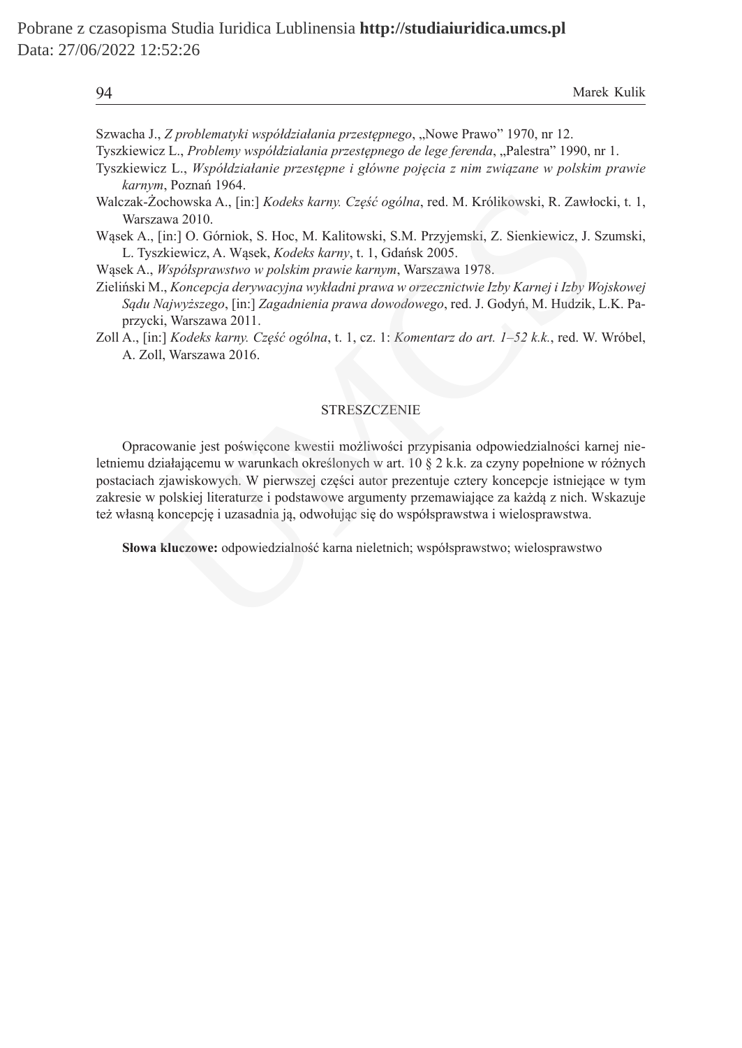Szwacha J., *Z problematyki współdziałania przestępnego*, „Nowe Prawo" 1970, nr 12.

Tyszkiewicz L., *Problemy współdziałania przestępnego de lege ferenda*, „Palestra" 1990, nr 1.

Tyszkiewicz L., *Współdziałanie przestępne i główne pojęcia z nim związane w polskim prawie karnym*, Poznań 1964.

Walczak-Żochowska A., [in:] *Kodeks karny. Część ogólna*, red. M. Królikowski, R. Zawłocki, t. 1, Warszawa 2010.

Wąsek A., [in:] O. Górniok, S. Hoc, M. Kalitowski, S.M. Przyjemski, Z. Sienkiewicz, J. Szumski, L. Tyszkiewicz, A. Wąsek, *Kodeks karny*, t. 1, Gdańsk 2005.

Wąsek A., *Współsprawstwo w polskim prawie karnym*, Warszawa 1978.

Zieliński M., *Koncepcja derywacyjna wykładni prawa w orzecznictwie Izby Karnej i Izby Wojskowej Sądu Najwyższego*, [in:] *Zagadnienia prawa dowodowego*, red. J. Godyń, M. Hudzik, L.K. Paprzycki, Warszawa 2011.

Zoll A., [in:] *Kodeks karny. Część ogólna*, t. 1, cz. 1: *Komentarz do art. 1–52 k.k.*, red. W. Wróbel, A. Zoll, Warszawa 2016.

## STRESZCZENIE

Opracowanie jest poświęcone kwestii możliwości przypisania odpowiedzialności karnej nieletniemu działającemu w warunkach określonych w art. 10 § 2 k.k. za czyny popełnione w różnych postaciach zjawiskowych. W pierwszej części autor prezentuje cztery koncepcje istniejące w tym zakresie w polskiej literaturze i podstawowe argumenty przemawiające za każdą z nich. Wskazuje też własną koncepcję i uzasadnia ją, odwołując się do współsprawstwa i wielosprawstwa.

**Słowa kluczowe:** odpowiedzialność karna nieletnich; współsprawstwo; wielosprawstwo